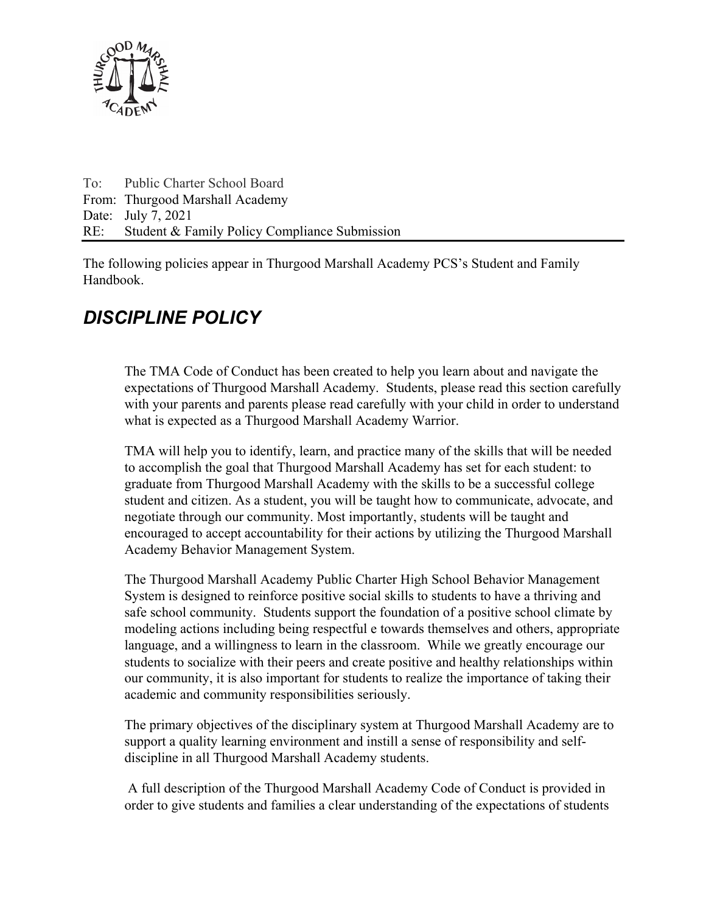To: Public Charter School Board
From: Thurgood Marshall Academy
Date: July 7, 2021
RE: Student & Family Policy Compliance Submission

The following policies appear in Thurgood Marshall Academy PCS's Student and Family Handbook.

# *DISCIPLINE POLICY*

The TMA Code of Conduct has been created to help you learn about and navigate the expectations of Thurgood Marshall Academy. Students, please read this section carefully with your parents and parents please read carefully with your child in order to understand what is expected as a Thurgood Marshall Academy Warrior.

TMA will help you to identify, learn, and practice many of the skills that will be needed to accomplish the goal that Thurgood Marshall Academy has set for each student: to graduate from Thurgood Marshall Academy with the skills to be a successful college student and citizen. As a student, you will be taught how to communicate, advocate, and negotiate through our community. Most importantly, students will be taught and encouraged to accept accountability for their actions by utilizing the Thurgood Marshall Academy Behavior Management System.

The Thurgood Marshall Academy Public Charter High School Behavior Management System is designed to reinforce positive social skills to students to have a thriving and safe school community. Students support the foundation of a positive school climate by modeling actions including being respectful e towards themselves and others, appropriate language, and a willingness to learn in the classroom. While we greatly encourage our students to socialize with their peers and create positive and healthy relationships within our community, it is also important for students to realize the importance of taking their academic and community responsibilities seriously.

The primary objectives of the disciplinary system at Thurgood Marshall Academy are to support a quality learning environment and instill a sense of responsibility and self-discipline in all Thurgood Marshall Academy students.

A full description of the Thurgood Marshall Academy Code of Conduct is provided in order to give students and families a clear understanding of the expectations of students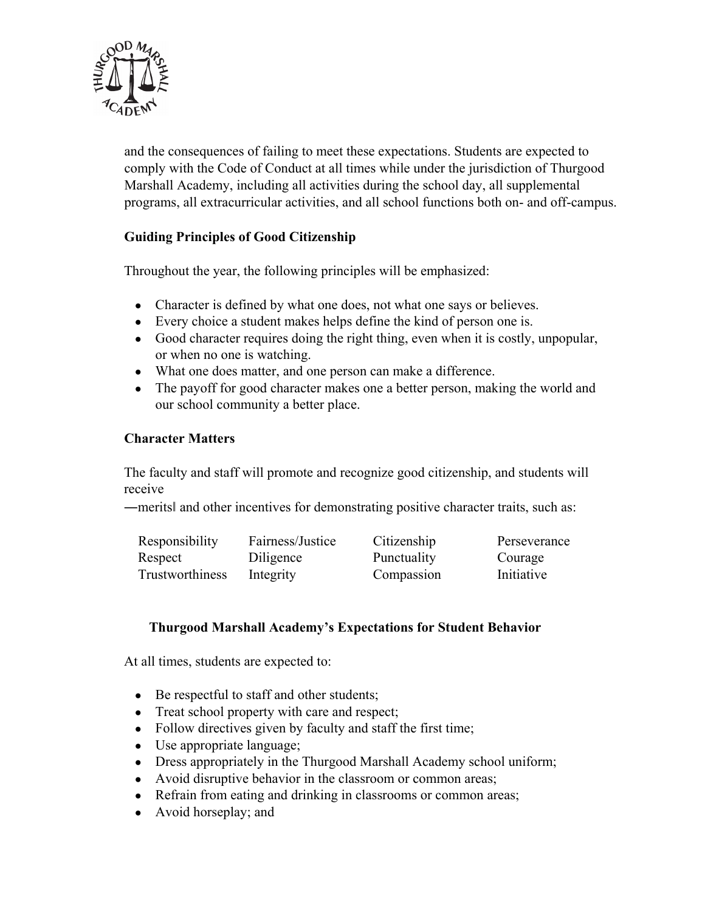and the consequences of failing to meet these expectations. Students are expected to comply with the Code of Conduct at all times while under the jurisdiction of Thurgood Marshall Academy, including all activities during the school day, all supplemental programs, all extracurricular activities, and all school functions both on- and off-campus.

### Guiding Principles of Good Citizenship

Throughout the year, the following principles will be emphasized:

- Character is defined by what one does, not what one says or believes.
- Every choice a student makes helps define the kind of person one is.
- Good character requires doing the right thing, even when it is costly, unpopular, or when no one is watching.
- What one does matter, and one person can make a difference.
- The payoff for good character makes one a better person, making the world and our school community a better place.

### Character Matters

The faculty and staff will promote and recognize good citizenship, and students will receive
―merits‖ and other incentives for demonstrating positive character traits, such as:

| | | | |
|---|---|---|---|
| Responsibility | Fairness/Justice | Citizenship | Perseverance |
| Respect | Diligence | Punctuality | Courage |
| Trustworthiness | Integrity | Compassion | Initiative |

### Thurgood Marshall Academy's Expectations for Student Behavior

At all times, students are expected to:

- Be respectful to staff and other students;
- Treat school property with care and respect;
- Follow directives given by faculty and staff the first time;
- Use appropriate language;
- Dress appropriately in the Thurgood Marshall Academy school uniform;
- Avoid disruptive behavior in the classroom or common areas;
- Refrain from eating and drinking in classrooms or common areas;
- Avoid horseplay; and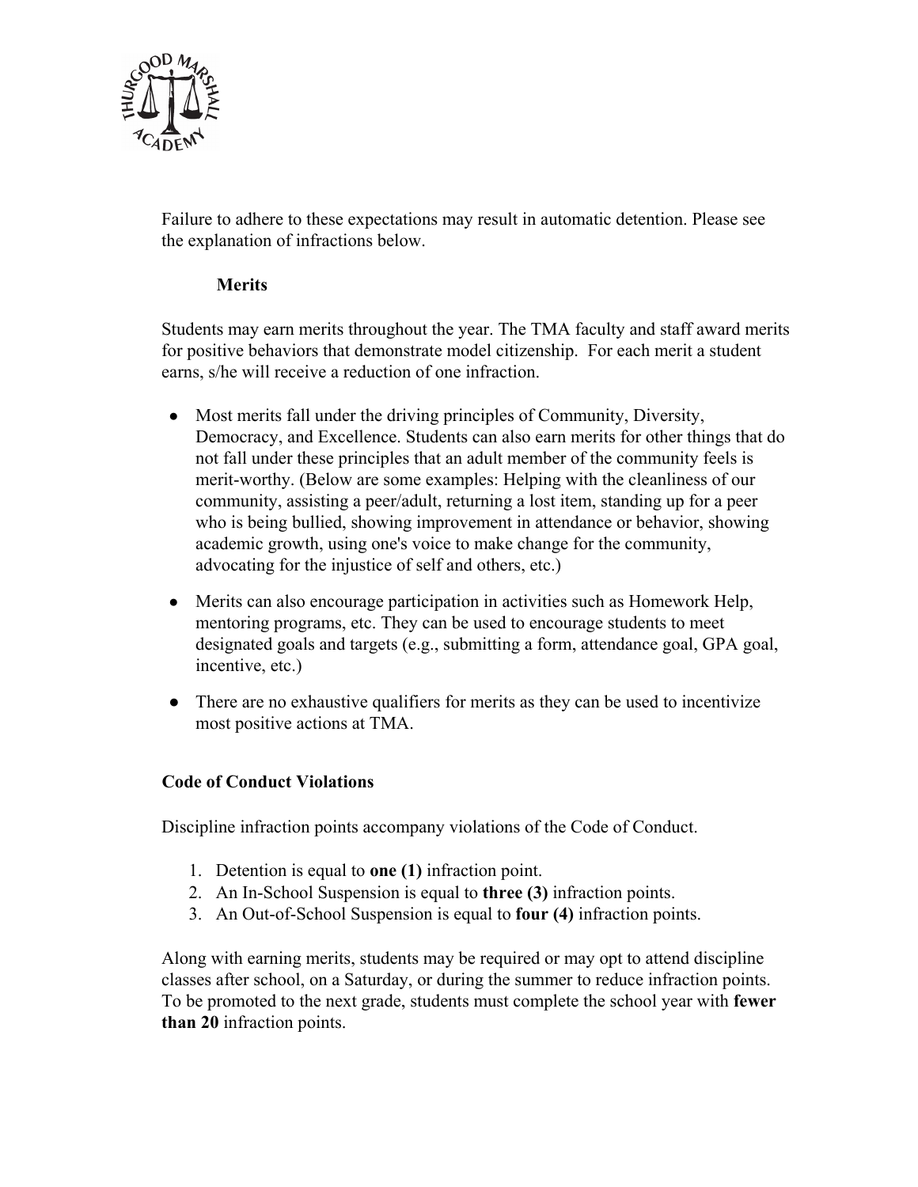Failure to adhere to these expectations may result in automatic detention. Please see the explanation of infractions below.

**Merits**

Students may earn merits throughout the year. The TMA faculty and staff award merits for positive behaviors that demonstrate model citizenship. For each merit a student earns, s/he will receive a reduction of one infraction.

- Most merits fall under the driving principles of Community, Diversity, Democracy, and Excellence. Students can also earn merits for other things that do not fall under these principles that an adult member of the community feels is merit-worthy. (Below are some examples: Helping with the cleanliness of our community, assisting a peer/adult, returning a lost item, standing up for a peer who is being bullied, showing improvement in attendance or behavior, showing academic growth, using one's voice to make change for the community, advocating for the injustice of self and others, etc.)
- Merits can also encourage participation in activities such as Homework Help, mentoring programs, etc. They can be used to encourage students to meet designated goals and targets (e.g., submitting a form, attendance goal, GPA goal, incentive, etc.)
- There are no exhaustive qualifiers for merits as they can be used to incentivize most positive actions at TMA.

**Code of Conduct Violations**

Discipline infraction points accompany violations of the Code of Conduct.

1. Detention is equal to **one (1)** infraction point.
2. An In-School Suspension is equal to **three (3)** infraction points.
3. An Out-of-School Suspension is equal to **four (4)** infraction points.

Along with earning merits, students may be required or may opt to attend discipline classes after school, on a Saturday, or during the summer to reduce infraction points. To be promoted to the next grade, students must complete the school year with **fewer than 20** infraction points.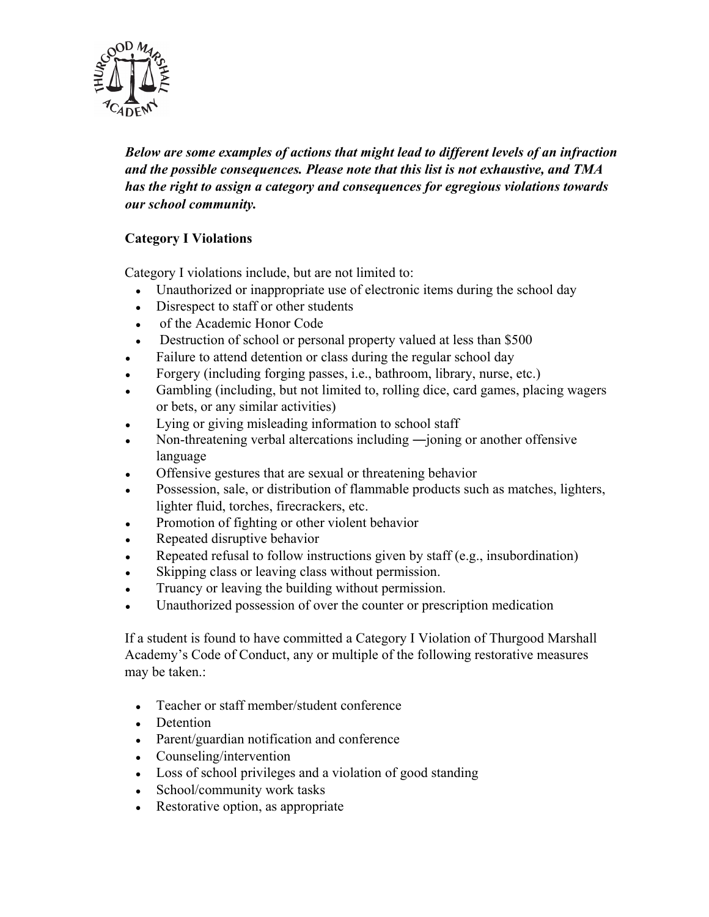***Below are some examples of actions that might lead to different levels of an infraction and the possible consequences. Please note that this list is not exhaustive, and TMA has the right to assign a category and consequences for egregious violations towards our school community.***

**Category I Violations**

Category I violations include, but are not limited to:

- Unauthorized or inappropriate use of electronic items during the school day
- Disrespect to staff or other students
- of the Academic Honor Code
- Destruction of school or personal property valued at less than $500
- Failure to attend detention or class during the regular school day
- Forgery (including forging passes, i.e., bathroom, library, nurse, etc.)
- Gambling (including, but not limited to, rolling dice, card games, placing wagers or bets, or any similar activities)
- Lying or giving misleading information to school staff
- Non-threatening verbal altercations including ―joning or another offensive language
- Offensive gestures that are sexual or threatening behavior
- Possession, sale, or distribution of flammable products such as matches, lighters, lighter fluid, torches, firecrackers, etc.
- Promotion of fighting or other violent behavior
- Repeated disruptive behavior
- Repeated refusal to follow instructions given by staff (e.g., insubordination)
- Skipping class or leaving class without permission.
- Truancy or leaving the building without permission.
- Unauthorized possession of over the counter or prescription medication

If a student is found to have committed a Category I Violation of Thurgood Marshall Academy's Code of Conduct, any or multiple of the following restorative measures may be taken.:

- Teacher or staff member/student conference
- Detention
- Parent/guardian notification and conference
- Counseling/intervention
- Loss of school privileges and a violation of good standing
- School/community work tasks
- Restorative option, as appropriate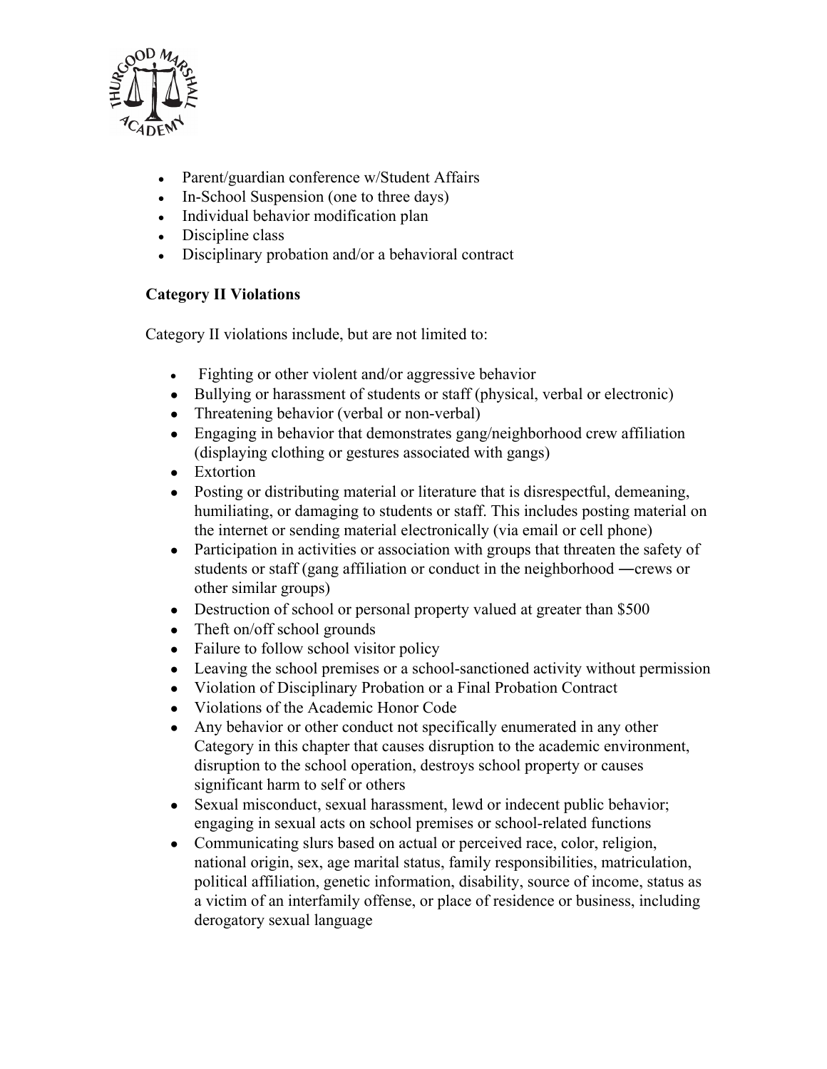- Parent/guardian conference w/Student Affairs
- In-School Suspension (one to three days)
- Individual behavior modification plan
- Discipline class
- Disciplinary probation and/or a behavioral contract

**Category II Violations**

Category II violations include, but are not limited to:

- Fighting or other violent and/or aggressive behavior
- Bullying or harassment of students or staff (physical, verbal or electronic)
- Threatening behavior (verbal or non-verbal)
- Engaging in behavior that demonstrates gang/neighborhood crew affiliation (displaying clothing or gestures associated with gangs)
- Extortion
- Posting or distributing material or literature that is disrespectful, demeaning, humiliating, or damaging to students or staff. This includes posting material on the internet or sending material electronically (via email or cell phone)
- Participation in activities or association with groups that threaten the safety of students or staff (gang affiliation or conduct in the neighborhood ―crews or other similar groups)
- Destruction of school or personal property valued at greater than $500
- Theft on/off school grounds
- Failure to follow school visitor policy
- Leaving the school premises or a school-sanctioned activity without permission
- Violation of Disciplinary Probation or a Final Probation Contract
- Violations of the Academic Honor Code
- Any behavior or other conduct not specifically enumerated in any other Category in this chapter that causes disruption to the academic environment, disruption to the school operation, destroys school property or causes significant harm to self or others
- Sexual misconduct, sexual harassment, lewd or indecent public behavior; engaging in sexual acts on school premises or school-related functions
- Communicating slurs based on actual or perceived race, color, religion, national origin, sex, age marital status, family responsibilities, matriculation, political affiliation, genetic information, disability, source of income, status as a victim of an interfamily offense, or place of residence or business, including derogatory sexual language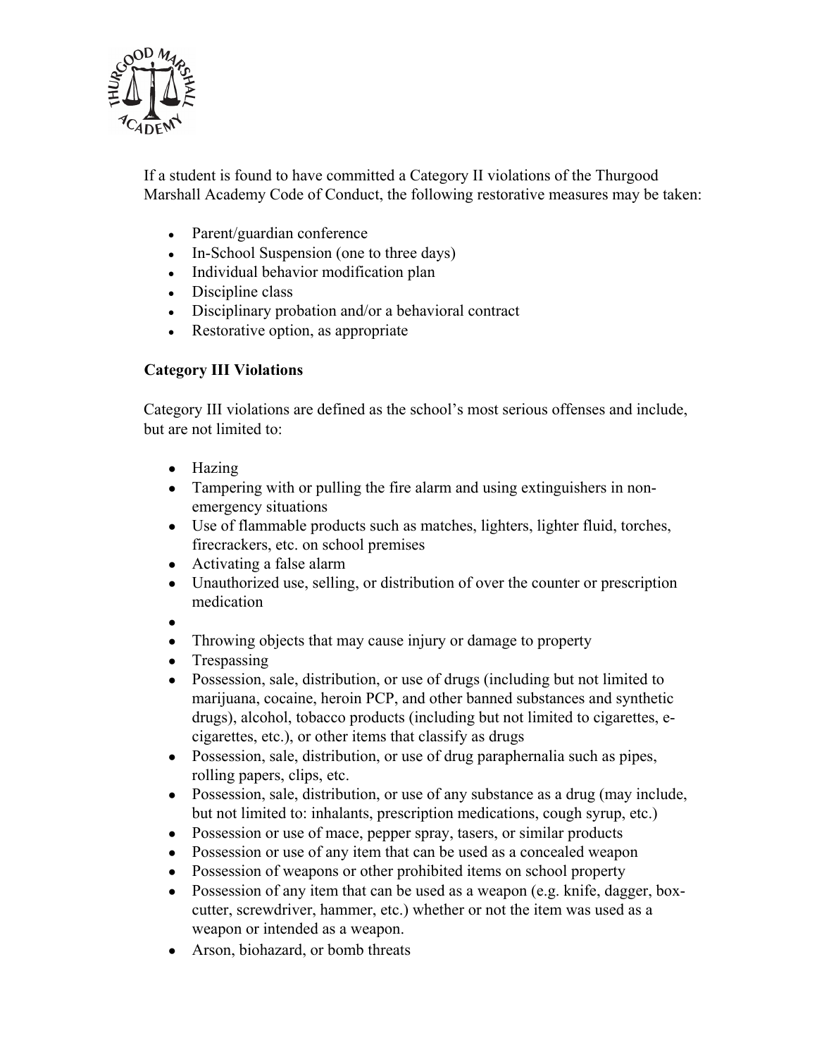If a student is found to have committed a Category II violations of the Thurgood Marshall Academy Code of Conduct, the following restorative measures may be taken:

- Parent/guardian conference
- In-School Suspension (one to three days)
- Individual behavior modification plan
- Discipline class
- Disciplinary probation and/or a behavioral contract
- Restorative option, as appropriate

**Category III Violations**

Category III violations are defined as the school's most serious offenses and include, but are not limited to:

- Hazing
- Tampering with or pulling the fire alarm and using extinguishers in non-emergency situations
- Use of flammable products such as matches, lighters, lighter fluid, torches, firecrackers, etc. on school premises
- Activating a false alarm
- Unauthorized use, selling, or distribution of over the counter or prescription medication
- 
- Throwing objects that may cause injury or damage to property
- Trespassing
- Possession, sale, distribution, or use of drugs (including but not limited to marijuana, cocaine, heroin PCP, and other banned substances and synthetic drugs), alcohol, tobacco products (including but not limited to cigarettes, e-cigarettes, etc.), or other items that classify as drugs
- Possession, sale, distribution, or use of drug paraphernalia such as pipes, rolling papers, clips, etc.
- Possession, sale, distribution, or use of any substance as a drug (may include, but not limited to: inhalants, prescription medications, cough syrup, etc.)
- Possession or use of mace, pepper spray, tasers, or similar products
- Possession or use of any item that can be used as a concealed weapon
- Possession of weapons or other prohibited items on school property
- Possession of any item that can be used as a weapon (e.g. knife, dagger, box-cutter, screwdriver, hammer, etc.) whether or not the item was used as a weapon or intended as a weapon.
- Arson, biohazard, or bomb threats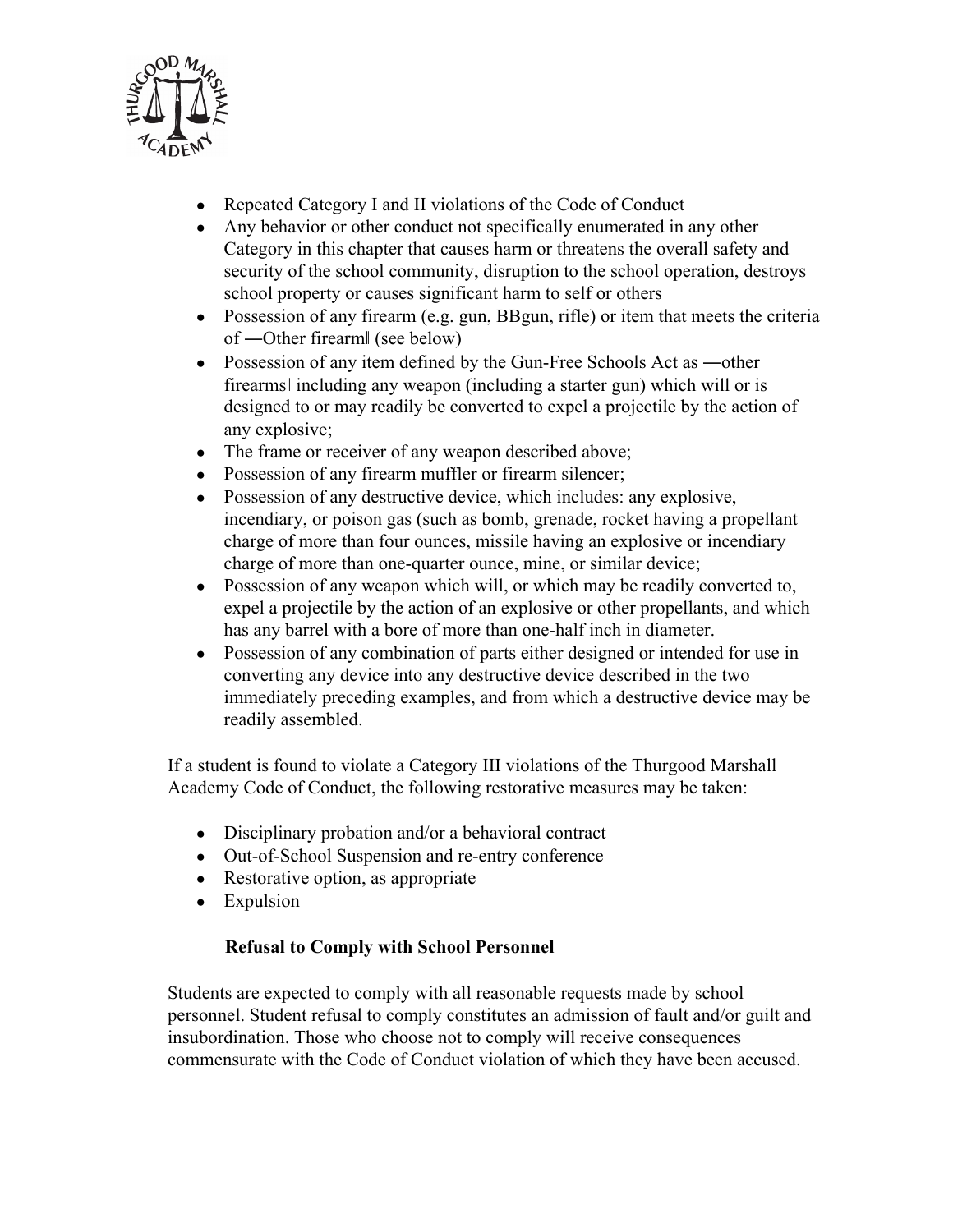- Repeated Category I and II violations of the Code of Conduct
- Any behavior or other conduct not specifically enumerated in any other Category in this chapter that causes harm or threatens the overall safety and security of the school community, disruption to the school operation, destroys school property or causes significant harm to self or others
- Possession of any firearm (e.g. gun, BBgun, rifle) or item that meets the criteria of ―Other firearm‖ (see below)
- Possession of any item defined by the Gun-Free Schools Act as ―other firearms‖ including any weapon (including a starter gun) which will or is designed to or may readily be converted to expel a projectile by the action of any explosive;
- The frame or receiver of any weapon described above;
- Possession of any firearm muffler or firearm silencer;
- Possession of any destructive device, which includes: any explosive, incendiary, or poison gas (such as bomb, grenade, rocket having a propellant charge of more than four ounces, missile having an explosive or incendiary charge of more than one-quarter ounce, mine, or similar device;
- Possession of any weapon which will, or which may be readily converted to, expel a projectile by the action of an explosive or other propellants, and which has any barrel with a bore of more than one-half inch in diameter.
- Possession of any combination of parts either designed or intended for use in converting any device into any destructive device described in the two immediately preceding examples, and from which a destructive device may be readily assembled.

If a student is found to violate a Category III violations of the Thurgood Marshall Academy Code of Conduct, the following restorative measures may be taken:

- Disciplinary probation and/or a behavioral contract
- Out-of-School Suspension and re-entry conference
- Restorative option, as appropriate
- Expulsion

**Refusal to Comply with School Personnel**

Students are expected to comply with all reasonable requests made by school personnel. Student refusal to comply constitutes an admission of fault and/or guilt and insubordination. Those who choose not to comply will receive consequences commensurate with the Code of Conduct violation of which they have been accused.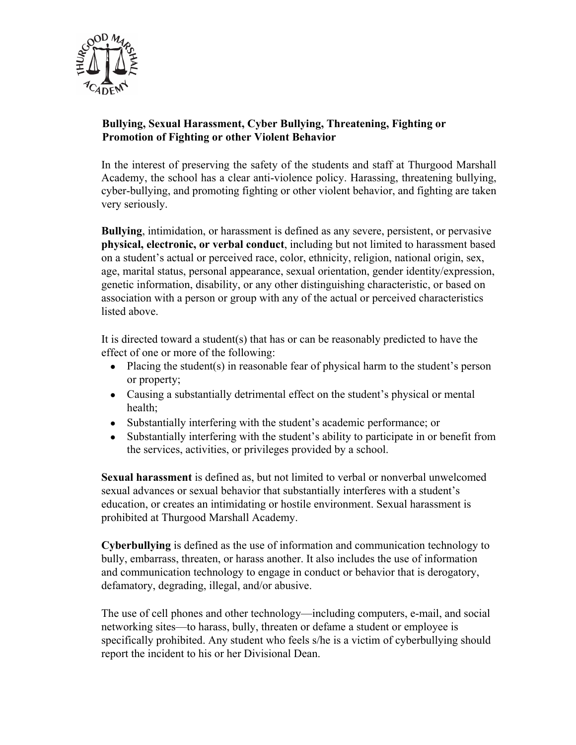## Bullying, Sexual Harassment, Cyber Bullying, Threatening, Fighting or Promotion of Fighting or other Violent Behavior

In the interest of preserving the safety of the students and staff at Thurgood Marshall Academy, the school has a clear anti-violence policy. Harassing, threatening bullying, cyber-bullying, and promoting fighting or other violent behavior, and fighting are taken very seriously.

**Bullying**, intimidation, or harassment is defined as any severe, persistent, or pervasive **physical, electronic, or verbal conduct**, including but not limited to harassment based on a student's actual or perceived race, color, ethnicity, religion, national origin, sex, age, marital status, personal appearance, sexual orientation, gender identity/expression, genetic information, disability, or any other distinguishing characteristic, or based on association with a person or group with any of the actual or perceived characteristics listed above.

It is directed toward a student(s) that has or can be reasonably predicted to have the effect of one or more of the following:

- Placing the student(s) in reasonable fear of physical harm to the student's person or property;
- Causing a substantially detrimental effect on the student's physical or mental health;
- Substantially interfering with the student's academic performance; or
- Substantially interfering with the student's ability to participate in or benefit from the services, activities, or privileges provided by a school.

**Sexual harassment** is defined as, but not limited to verbal or nonverbal unwelcomed sexual advances or sexual behavior that substantially interferes with a student's education, or creates an intimidating or hostile environment. Sexual harassment is prohibited at Thurgood Marshall Academy.

**Cyberbullying** is defined as the use of information and communication technology to bully, embarrass, threaten, or harass another. It also includes the use of information and communication technology to engage in conduct or behavior that is derogatory, defamatory, degrading, illegal, and/or abusive.

The use of cell phones and other technology—including computers, e-mail, and social networking sites—to harass, bully, threaten or defame a student or employee is specifically prohibited. Any student who feels s/he is a victim of cyberbullying should report the incident to his or her Divisional Dean.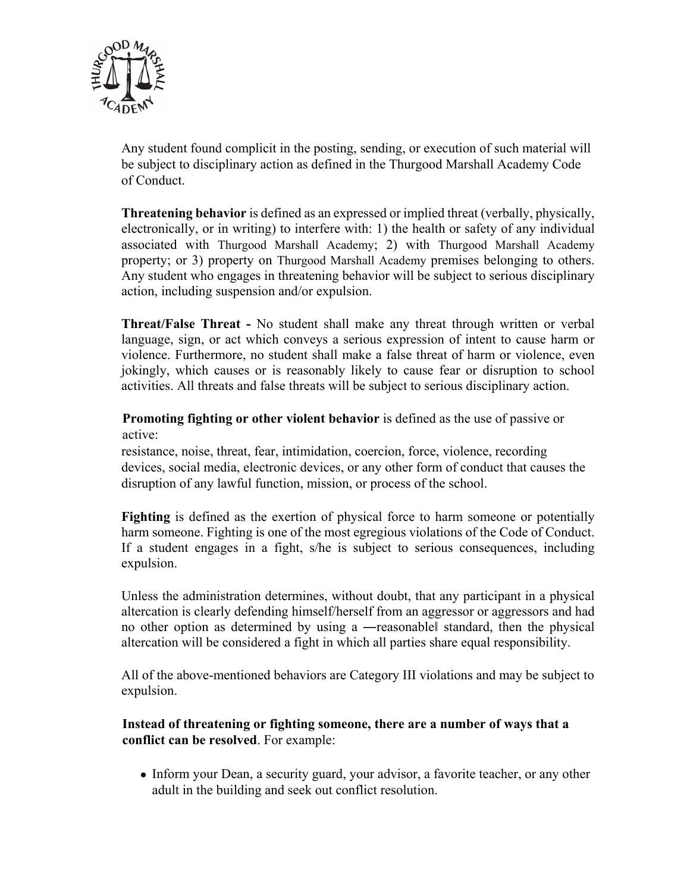Any student found complicit in the posting, sending, or execution of such material will be subject to disciplinary action as defined in the Thurgood Marshall Academy Code of Conduct.

**Threatening behavior** is defined as an expressed or implied threat (verbally, physically, electronically, or in writing) to interfere with: 1) the health or safety of any individual associated with Thurgood Marshall Academy; 2) with Thurgood Marshall Academy property; or 3) property on Thurgood Marshall Academy premises belonging to others. Any student who engages in threatening behavior will be subject to serious disciplinary action, including suspension and/or expulsion.

**Threat/False Threat -** No student shall make any threat through written or verbal language, sign, or act which conveys a serious expression of intent to cause harm or violence. Furthermore, no student shall make a false threat of harm or violence, even jokingly, which causes or is reasonably likely to cause fear or disruption to school activities. All threats and false threats will be subject to serious disciplinary action.

**Promoting fighting or other violent behavior** is defined as the use of passive or active:
resistance, noise, threat, fear, intimidation, coercion, force, violence, recording devices, social media, electronic devices, or any other form of conduct that causes the disruption of any lawful function, mission, or process of the school.

**Fighting** is defined as the exertion of physical force to harm someone or potentially harm someone. Fighting is one of the most egregious violations of the Code of Conduct. If a student engages in a fight, s/he is subject to serious consequences, including expulsion.

Unless the administration determines, without doubt, that any participant in a physical altercation is clearly defending himself/herself from an aggressor or aggressors and had no other option as determined by using a ―reasonable‖ standard, then the physical altercation will be considered a fight in which all parties share equal responsibility.

All of the above-mentioned behaviors are Category III violations and may be subject to expulsion.

**Instead of threatening or fighting someone, there are a number of ways that a conflict can be resolved**. For example:

- Inform your Dean, a security guard, your advisor, a favorite teacher, or any other adult in the building and seek out conflict resolution.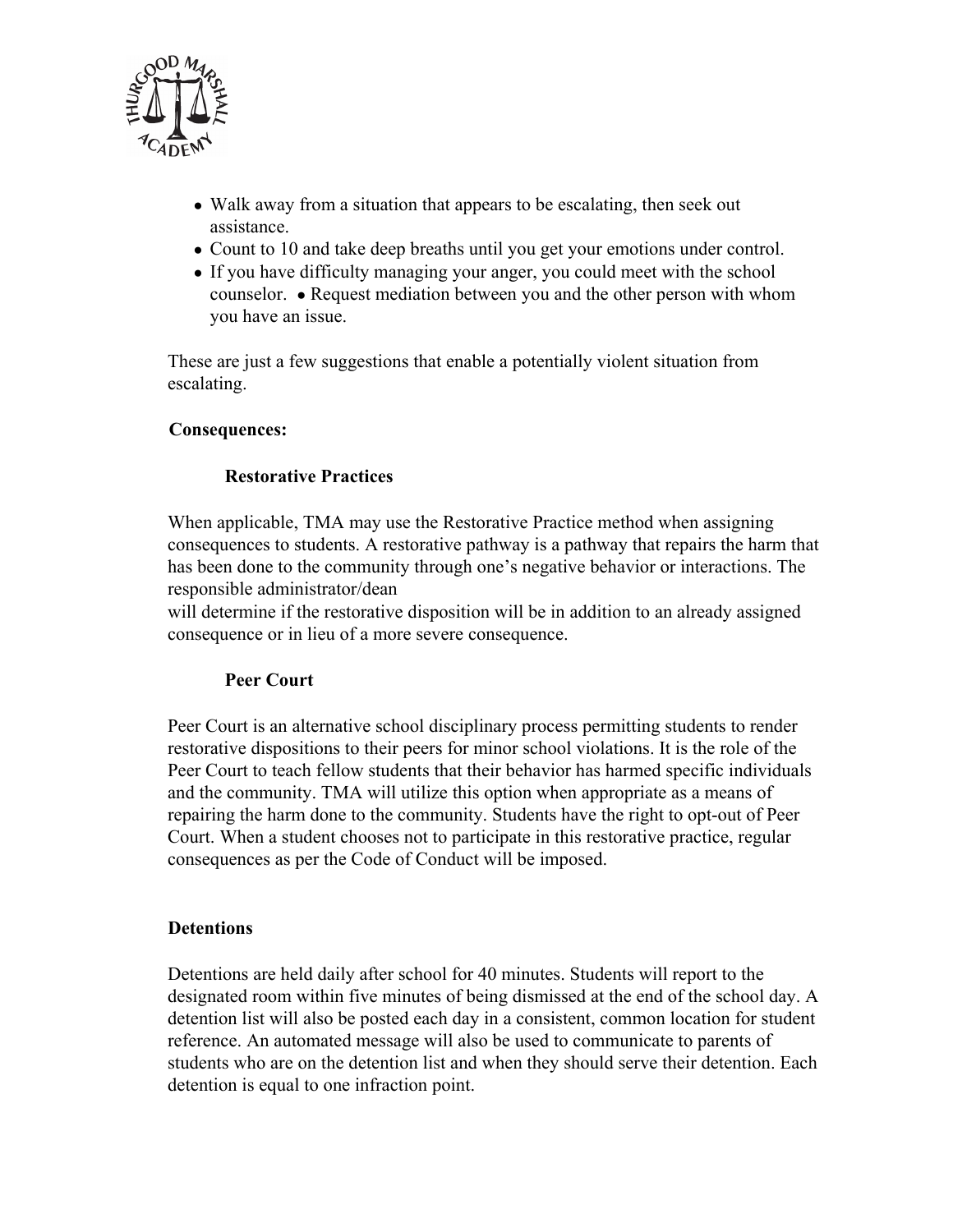- Walk away from a situation that appears to be escalating, then seek out assistance.
- Count to 10 and take deep breaths until you get your emotions under control.
- If you have difficulty managing your anger, you could meet with the school counselor.
- Request mediation between you and the other person with whom you have an issue.

These are just a few suggestions that enable a potentially violent situation from escalating.

**Consequences:**

**Restorative Practices**

When applicable, TMA may use the Restorative Practice method when assigning consequences to students. A restorative pathway is a pathway that repairs the harm that has been done to the community through one's negative behavior or interactions. The responsible administrator/dean will determine if the restorative disposition will be in addition to an already assigned consequence or in lieu of a more severe consequence.

**Peer Court**

Peer Court is an alternative school disciplinary process permitting students to render restorative dispositions to their peers for minor school violations. It is the role of the Peer Court to teach fellow students that their behavior has harmed specific individuals and the community. TMA will utilize this option when appropriate as a means of repairing the harm done to the community. Students have the right to opt-out of Peer Court. When a student chooses not to participate in this restorative practice, regular consequences as per the Code of Conduct will be imposed.

**Detentions**

Detentions are held daily after school for 40 minutes. Students will report to the designated room within five minutes of being dismissed at the end of the school day. A detention list will also be posted each day in a consistent, common location for student reference. An automated message will also be used to communicate to parents of students who are on the detention list and when they should serve their detention. Each detention is equal to one infraction point.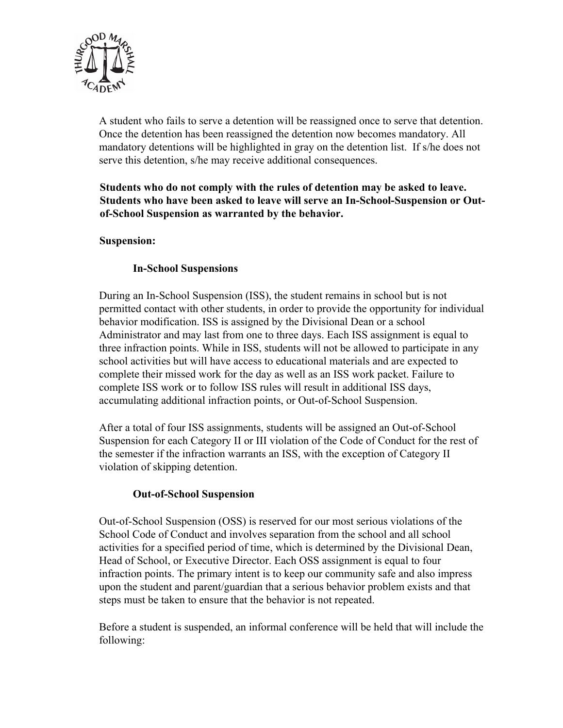A student who fails to serve a detention will be reassigned once to serve that detention. Once the detention has been reassigned the detention now becomes mandatory. All mandatory detentions will be highlighted in gray on the detention list. If s/he does not serve this detention, s/he may receive additional consequences.

**Students who do not comply with the rules of detention may be asked to leave. Students who have been asked to leave will serve an In-School-Suspension or Out-of-School Suspension as warranted by the behavior.**

**Suspension:**

**In-School Suspensions**

During an In-School Suspension (ISS), the student remains in school but is not permitted contact with other students, in order to provide the opportunity for individual behavior modification. ISS is assigned by the Divisional Dean or a school Administrator and may last from one to three days. Each ISS assignment is equal to three infraction points. While in ISS, students will not be allowed to participate in any school activities but will have access to educational materials and are expected to complete their missed work for the day as well as an ISS work packet. Failure to complete ISS work or to follow ISS rules will result in additional ISS days, accumulating additional infraction points, or Out-of-School Suspension.

After a total of four ISS assignments, students will be assigned an Out-of-School Suspension for each Category II or III violation of the Code of Conduct for the rest of the semester if the infraction warrants an ISS, with the exception of Category II violation of skipping detention.

**Out-of-School Suspension**

Out-of-School Suspension (OSS) is reserved for our most serious violations of the School Code of Conduct and involves separation from the school and all school activities for a specified period of time, which is determined by the Divisional Dean, Head of School, or Executive Director. Each OSS assignment is equal to four infraction points. The primary intent is to keep our community safe and also impress upon the student and parent/guardian that a serious behavior problem exists and that steps must be taken to ensure that the behavior is not repeated.

Before a student is suspended, an informal conference will be held that will include the following: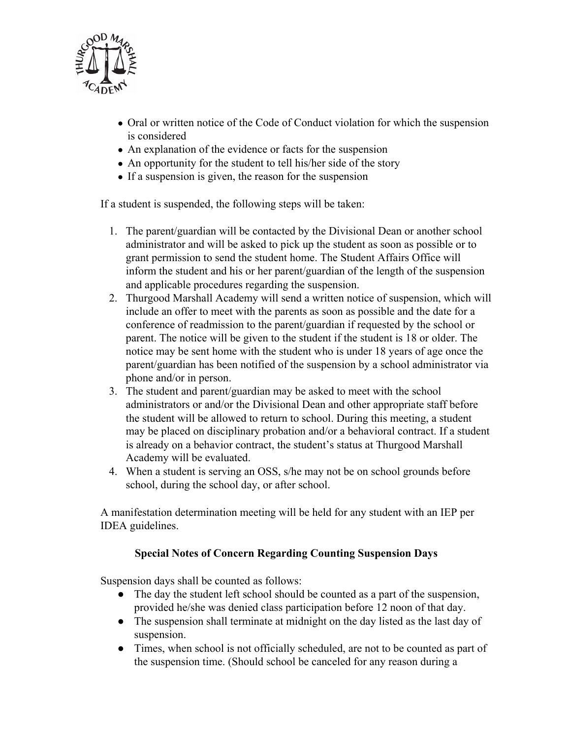- Oral or written notice of the Code of Conduct violation for which the suspension is considered
- An explanation of the evidence or facts for the suspension
- An opportunity for the student to tell his/her side of the story
- If a suspension is given, the reason for the suspension

If a student is suspended, the following steps will be taken:

1. The parent/guardian will be contacted by the Divisional Dean or another school administrator and will be asked to pick up the student as soon as possible or to grant permission to send the student home. The Student Affairs Office will inform the student and his or her parent/guardian of the length of the suspension and applicable procedures regarding the suspension.
2. Thurgood Marshall Academy will send a written notice of suspension, which will include an offer to meet with the parents as soon as possible and the date for a conference of readmission to the parent/guardian if requested by the school or parent. The notice will be given to the student if the student is 18 or older. The notice may be sent home with the student who is under 18 years of age once the parent/guardian has been notified of the suspension by a school administrator via phone and/or in person.
3. The student and parent/guardian may be asked to meet with the school administrators or and/or the Divisional Dean and other appropriate staff before the student will be allowed to return to school. During this meeting, a student may be placed on disciplinary probation and/or a behavioral contract. If a student is already on a behavior contract, the student's status at Thurgood Marshall Academy will be evaluated.
4. When a student is serving an OSS, s/he may not be on school grounds before school, during the school day, or after school.

A manifestation determination meeting will be held for any student with an IEP per IDEA guidelines.

**Special Notes of Concern Regarding Counting Suspension Days**

Suspension days shall be counted as follows:

- The day the student left school should be counted as a part of the suspension, provided he/she was denied class participation before 12 noon of that day.
- The suspension shall terminate at midnight on the day listed as the last day of suspension.
- Times, when school is not officially scheduled, are not to be counted as part of the suspension time. (Should school be canceled for any reason during a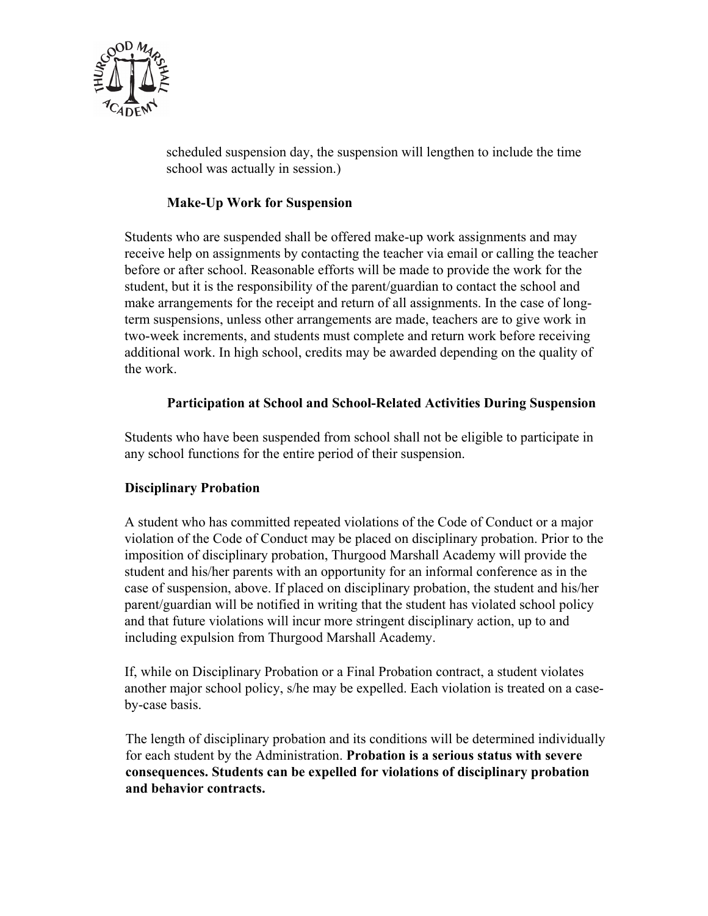scheduled suspension day, the suspension will lengthen to include the time school was actually in session.)

### Make-Up Work for Suspension

Students who are suspended shall be offered make-up work assignments and may receive help on assignments by contacting the teacher via email or calling the teacher before or after school. Reasonable efforts will be made to provide the work for the student, but it is the responsibility of the parent/guardian to contact the school and make arrangements for the receipt and return of all assignments. In the case of long-term suspensions, unless other arrangements are made, teachers are to give work in two-week increments, and students must complete and return work before receiving additional work. In high school, credits may be awarded depending on the quality of the work.

### Participation at School and School-Related Activities During Suspension

Students who have been suspended from school shall not be eligible to participate in any school functions for the entire period of their suspension.

## Disciplinary Probation

A student who has committed repeated violations of the Code of Conduct or a major violation of the Code of Conduct may be placed on disciplinary probation. Prior to the imposition of disciplinary probation, Thurgood Marshall Academy will provide the student and his/her parents with an opportunity for an informal conference as in the case of suspension, above. If placed on disciplinary probation, the student and his/her parent/guardian will be notified in writing that the student has violated school policy and that future violations will incur more stringent disciplinary action, up to and including expulsion from Thurgood Marshall Academy.

If, while on Disciplinary Probation or a Final Probation contract, a student violates another major school policy, s/he may be expelled. Each violation is treated on a case-by-case basis.

The length of disciplinary probation and its conditions will be determined individually for each student by the Administration. **Probation is a serious status with severe consequences. Students can be expelled for violations of disciplinary probation and behavior contracts.**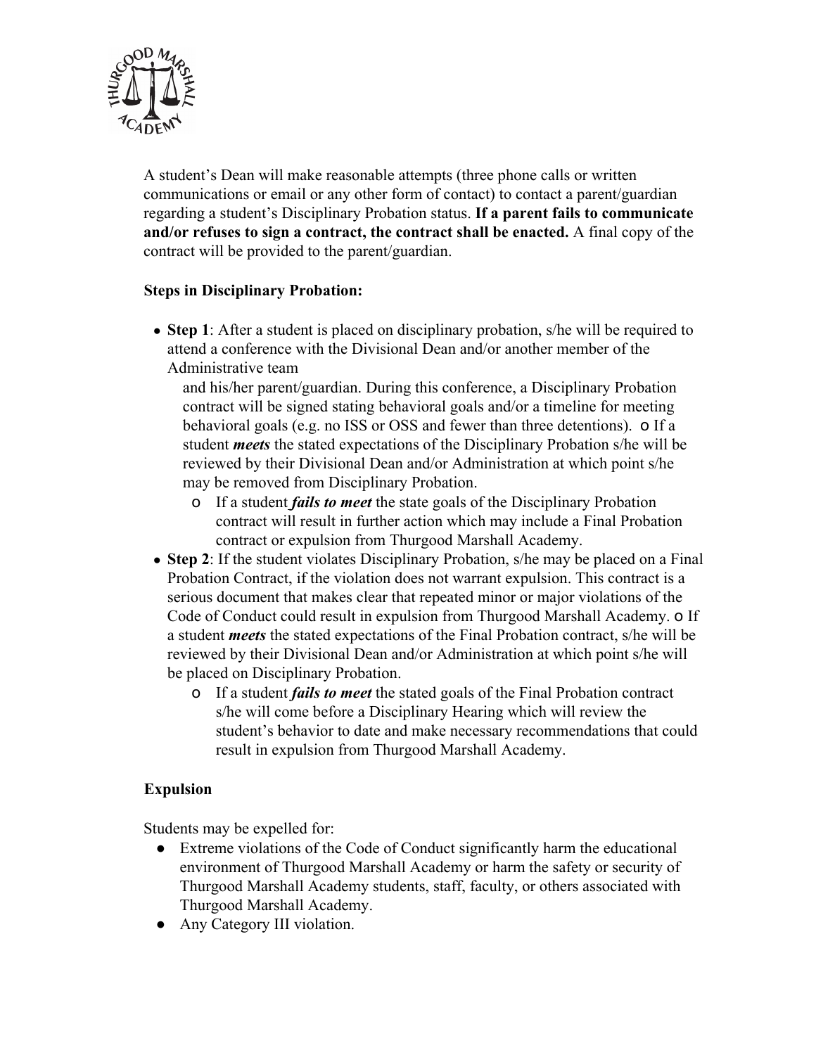A student's Dean will make reasonable attempts (three phone calls or written communications or email or any other form of contact) to contact a parent/guardian regarding a student's Disciplinary Probation status. **If a parent fails to communicate and/or refuses to sign a contract, the contract shall be enacted.** A final copy of the contract will be provided to the parent/guardian.

**Steps in Disciplinary Probation:**

- **Step 1**: After a student is placed on disciplinary probation, s/he will be required to attend a conference with the Divisional Dean and/or another member of the Administrative team and his/her parent/guardian. During this conference, a Disciplinary Probation contract will be signed stating behavioral goals and/or a timeline for meeting behavioral goals (e.g. no ISS or OSS and fewer than three detentions).
  - If a student ***meets*** the stated expectations of the Disciplinary Probation s/he will be reviewed by their Divisional Dean and/or Administration at which point s/he may be removed from Disciplinary Probation.
  - If a student ***fails to meet*** the state goals of the Disciplinary Probation contract will result in further action which may include a Final Probation contract or expulsion from Thurgood Marshall Academy.
- **Step 2**: If the student violates Disciplinary Probation, s/he may be placed on a Final Probation Contract, if the violation does not warrant expulsion. This contract is a serious document that makes clear that repeated minor or major violations of the Code of Conduct could result in expulsion from Thurgood Marshall Academy.
  - If a student ***meets*** the stated expectations of the Final Probation contract, s/he will be reviewed by their Divisional Dean and/or Administration at which point s/he will be placed on Disciplinary Probation.
  - If a student ***fails to meet*** the stated goals of the Final Probation contract s/he will come before a Disciplinary Hearing which will review the student's behavior to date and make necessary recommendations that could result in expulsion from Thurgood Marshall Academy.

**Expulsion**

Students may be expelled for:

- Extreme violations of the Code of Conduct significantly harm the educational environment of Thurgood Marshall Academy or harm the safety or security of Thurgood Marshall Academy students, staff, faculty, or others associated with Thurgood Marshall Academy.
- Any Category III violation.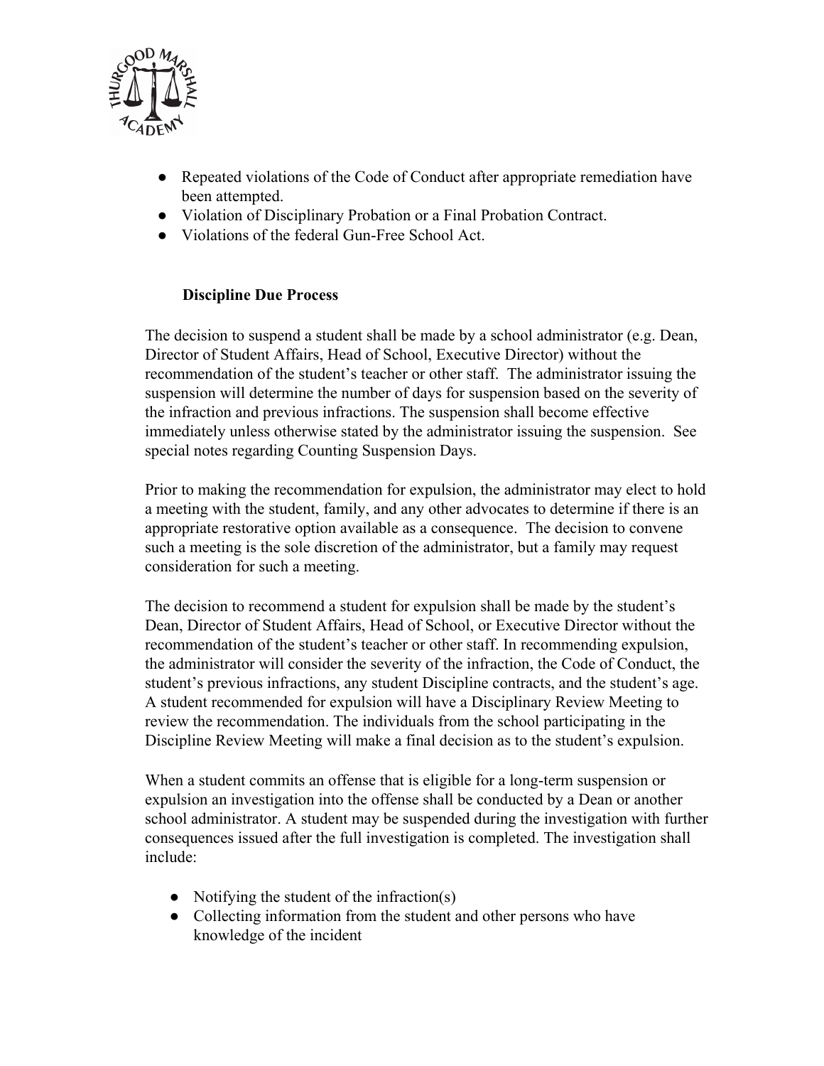- Repeated violations of the Code of Conduct after appropriate remediation have been attempted.
- Violation of Disciplinary Probation or a Final Probation Contract.
- Violations of the federal Gun-Free School Act.

**Discipline Due Process**

The decision to suspend a student shall be made by a school administrator (e.g. Dean, Director of Student Affairs, Head of School, Executive Director) without the recommendation of the student's teacher or other staff. The administrator issuing the suspension will determine the number of days for suspension based on the severity of the infraction and previous infractions. The suspension shall become effective immediately unless otherwise stated by the administrator issuing the suspension. See special notes regarding Counting Suspension Days.

Prior to making the recommendation for expulsion, the administrator may elect to hold a meeting with the student, family, and any other advocates to determine if there is an appropriate restorative option available as a consequence. The decision to convene such a meeting is the sole discretion of the administrator, but a family may request consideration for such a meeting.

The decision to recommend a student for expulsion shall be made by the student's Dean, Director of Student Affairs, Head of School, or Executive Director without the recommendation of the student's teacher or other staff. In recommending expulsion, the administrator will consider the severity of the infraction, the Code of Conduct, the student's previous infractions, any student Discipline contracts, and the student's age. A student recommended for expulsion will have a Disciplinary Review Meeting to review the recommendation. The individuals from the school participating in the Discipline Review Meeting will make a final decision as to the student's expulsion.

When a student commits an offense that is eligible for a long-term suspension or expulsion an investigation into the offense shall be conducted by a Dean or another school administrator. A student may be suspended during the investigation with further consequences issued after the full investigation is completed. The investigation shall include:

- Notifying the student of the infraction(s)
- Collecting information from the student and other persons who have knowledge of the incident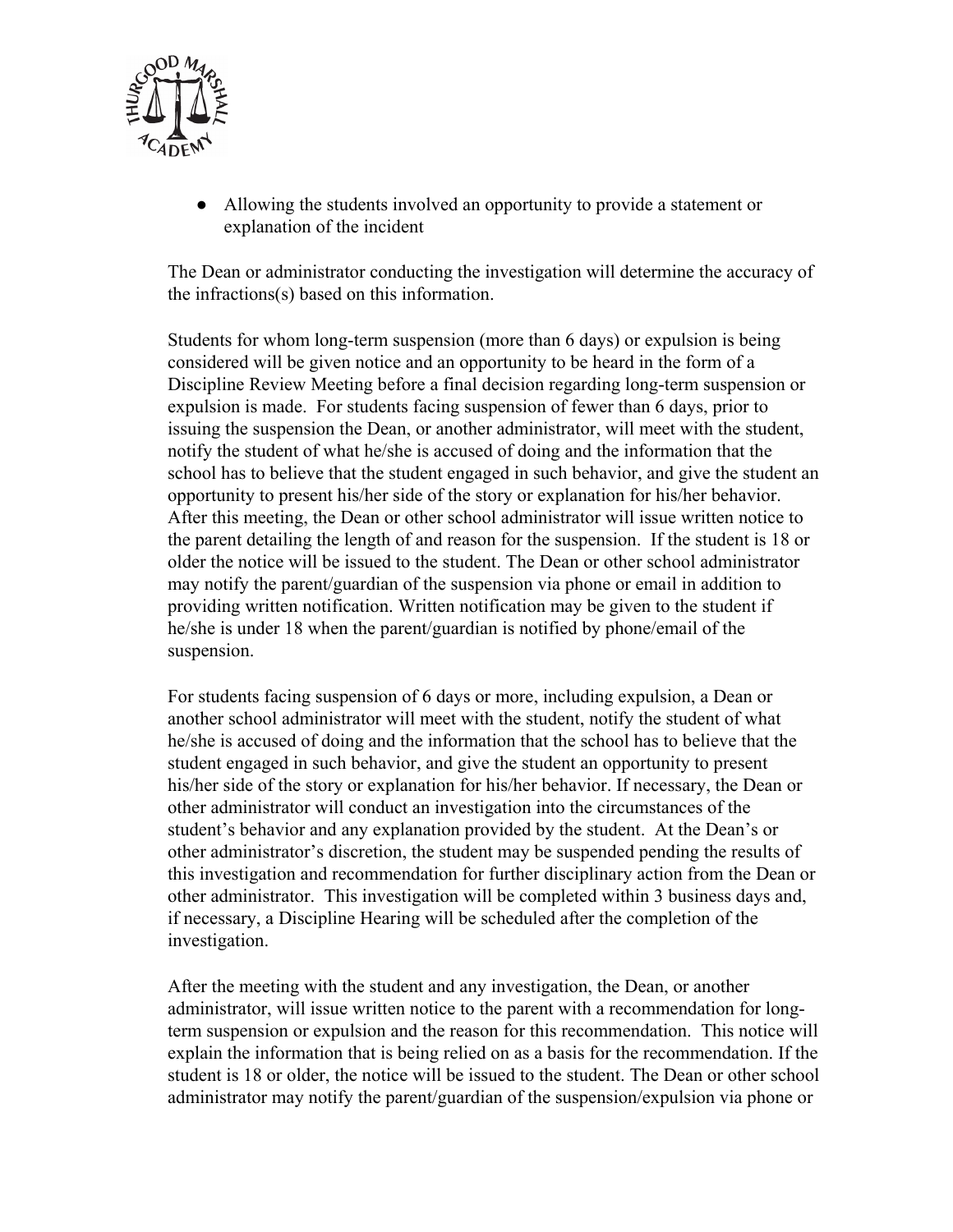- Allowing the students involved an opportunity to provide a statement or explanation of the incident

The Dean or administrator conducting the investigation will determine the accuracy of the infractions(s) based on this information.

Students for whom long-term suspension (more than 6 days) or expulsion is being considered will be given notice and an opportunity to be heard in the form of a Discipline Review Meeting before a final decision regarding long-term suspension or expulsion is made. For students facing suspension of fewer than 6 days, prior to issuing the suspension the Dean, or another administrator, will meet with the student, notify the student of what he/she is accused of doing and the information that the school has to believe that the student engaged in such behavior, and give the student an opportunity to present his/her side of the story or explanation for his/her behavior. After this meeting, the Dean or other school administrator will issue written notice to the parent detailing the length of and reason for the suspension. If the student is 18 or older the notice will be issued to the student. The Dean or other school administrator may notify the parent/guardian of the suspension via phone or email in addition to providing written notification. Written notification may be given to the student if he/she is under 18 when the parent/guardian is notified by phone/email of the suspension.

For students facing suspension of 6 days or more, including expulsion, a Dean or another school administrator will meet with the student, notify the student of what he/she is accused of doing and the information that the school has to believe that the student engaged in such behavior, and give the student an opportunity to present his/her side of the story or explanation for his/her behavior. If necessary, the Dean or other administrator will conduct an investigation into the circumstances of the student's behavior and any explanation provided by the student. At the Dean's or other administrator's discretion, the student may be suspended pending the results of this investigation and recommendation for further disciplinary action from the Dean or other administrator. This investigation will be completed within 3 business days and, if necessary, a Discipline Hearing will be scheduled after the completion of the investigation.

After the meeting with the student and any investigation, the Dean, or another administrator, will issue written notice to the parent with a recommendation for long-term suspension or expulsion and the reason for this recommendation. This notice will explain the information that is being relied on as a basis for the recommendation. If the student is 18 or older, the notice will be issued to the student. The Dean or other school administrator may notify the parent/guardian of the suspension/expulsion via phone or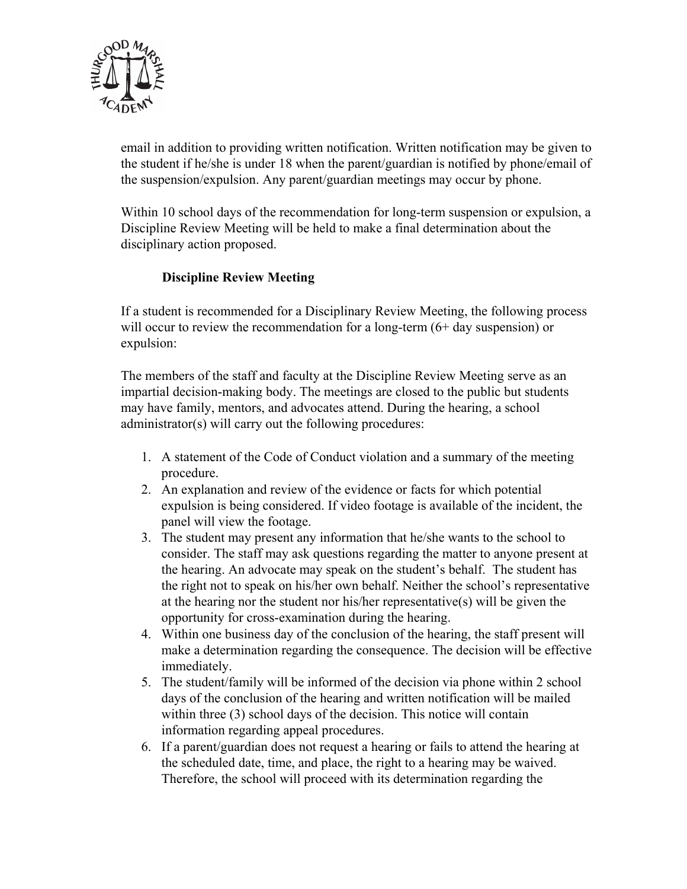email in addition to providing written notification. Written notification may be given to the student if he/she is under 18 when the parent/guardian is notified by phone/email of the suspension/expulsion. Any parent/guardian meetings may occur by phone.

Within 10 school days of the recommendation for long-term suspension or expulsion, a Discipline Review Meeting will be held to make a final determination about the disciplinary action proposed.

### Discipline Review Meeting

If a student is recommended for a Disciplinary Review Meeting, the following process will occur to review the recommendation for a long-term (6+ day suspension) or expulsion:

The members of the staff and faculty at the Discipline Review Meeting serve as an impartial decision-making body. The meetings are closed to the public but students may have family, mentors, and advocates attend. During the hearing, a school administrator(s) will carry out the following procedures:

1. A statement of the Code of Conduct violation and a summary of the meeting procedure.
2. An explanation and review of the evidence or facts for which potential expulsion is being considered. If video footage is available of the incident, the panel will view the footage.
3. The student may present any information that he/she wants to the school to consider. The staff may ask questions regarding the matter to anyone present at the hearing. An advocate may speak on the student's behalf. The student has the right not to speak on his/her own behalf. Neither the school's representative at the hearing nor the student nor his/her representative(s) will be given the opportunity for cross-examination during the hearing.
4. Within one business day of the conclusion of the hearing, the staff present will make a determination regarding the consequence. The decision will be effective immediately.
5. The student/family will be informed of the decision via phone within 2 school days of the conclusion of the hearing and written notification will be mailed within three (3) school days of the decision. This notice will contain information regarding appeal procedures.
6. If a parent/guardian does not request a hearing or fails to attend the hearing at the scheduled date, time, and place, the right to a hearing may be waived. Therefore, the school will proceed with its determination regarding the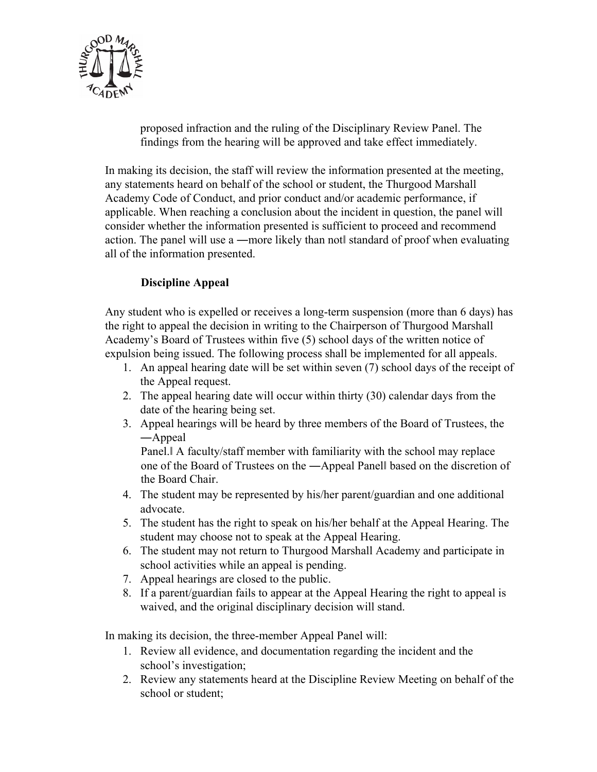proposed infraction and the ruling of the Disciplinary Review Panel. The findings from the hearing will be approved and take effect immediately.

In making its decision, the staff will review the information presented at the meeting, any statements heard on behalf of the school or student, the Thurgood Marshall Academy Code of Conduct, and prior conduct and/or academic performance, if applicable. When reaching a conclusion about the incident in question, the panel will consider whether the information presented is sufficient to proceed and recommend action. The panel will use a ―more likely than not‖ standard of proof when evaluating all of the information presented.

**Discipline Appeal**

Any student who is expelled or receives a long-term suspension (more than 6 days) has the right to appeal the decision in writing to the Chairperson of Thurgood Marshall Academy's Board of Trustees within five (5) school days of the written notice of expulsion being issued. The following process shall be implemented for all appeals.

1. An appeal hearing date will be set within seven (7) school days of the receipt of the Appeal request.
2. The appeal hearing date will occur within thirty (30) calendar days from the date of the hearing being set.
3. Appeal hearings will be heard by three members of the Board of Trustees, the ―Appeal Panel.‖ A faculty/staff member with familiarity with the school may replace one of the Board of Trustees on the ―Appeal Panel‖ based on the discretion of the Board Chair.
4. The student may be represented by his/her parent/guardian and one additional advocate.
5. The student has the right to speak on his/her behalf at the Appeal Hearing. The student may choose not to speak at the Appeal Hearing.
6. The student may not return to Thurgood Marshall Academy and participate in school activities while an appeal is pending.
7. Appeal hearings are closed to the public.
8. If a parent/guardian fails to appear at the Appeal Hearing the right to appeal is waived, and the original disciplinary decision will stand.

In making its decision, the three-member Appeal Panel will:

1. Review all evidence, and documentation regarding the incident and the school's investigation;
2. Review any statements heard at the Discipline Review Meeting on behalf of the school or student;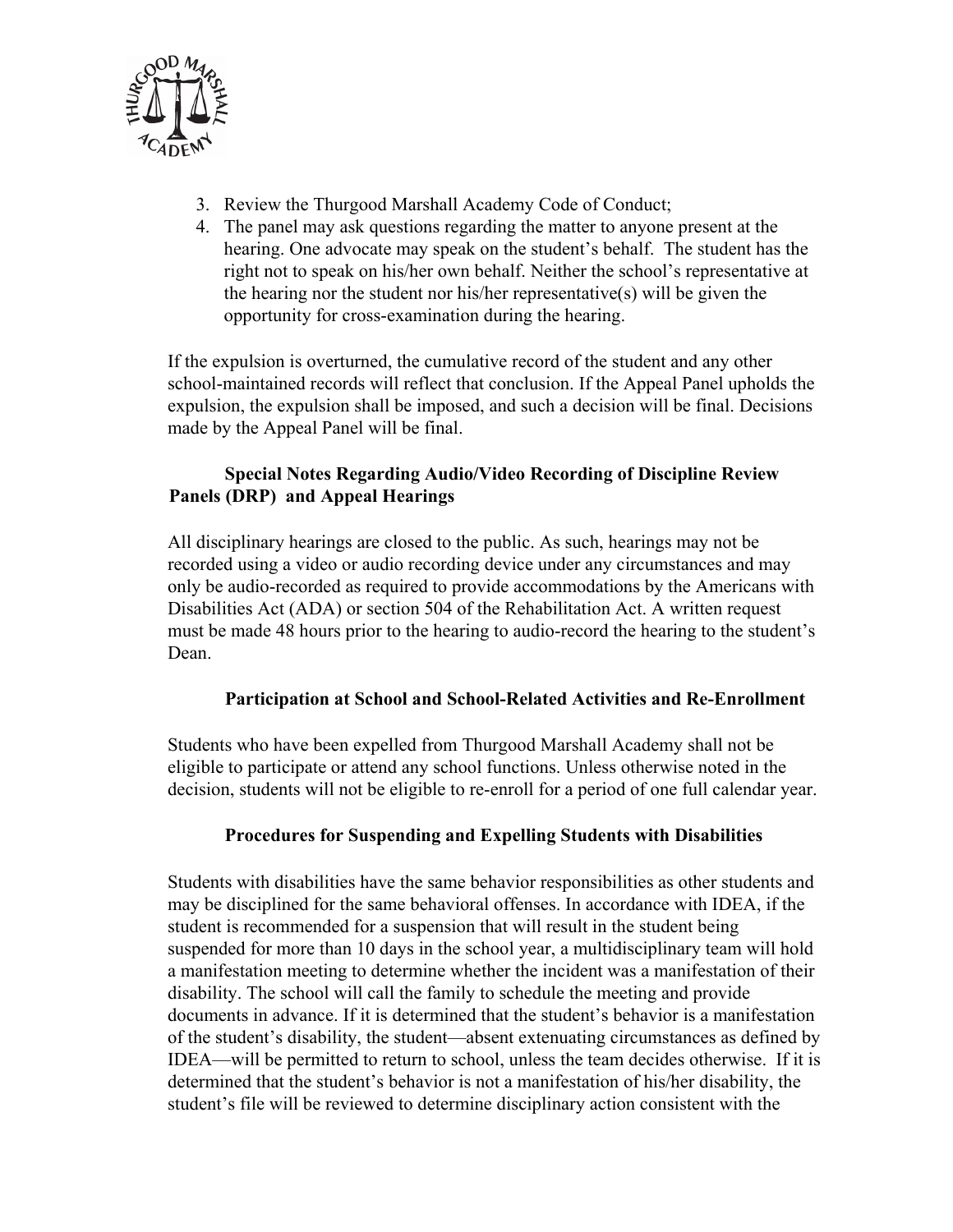3. Review the Thurgood Marshall Academy Code of Conduct;
4. The panel may ask questions regarding the matter to anyone present at the hearing. One advocate may speak on the student's behalf. The student has the right not to speak on his/her own behalf. Neither the school's representative at the hearing nor the student nor his/her representative(s) will be given the opportunity for cross-examination during the hearing.

If the expulsion is overturned, the cumulative record of the student and any other school-maintained records will reflect that conclusion. If the Appeal Panel upholds the expulsion, the expulsion shall be imposed, and such a decision will be final. Decisions made by the Appeal Panel will be final.

### Special Notes Regarding Audio/Video Recording of Discipline Review Panels (DRP) and Appeal Hearings

All disciplinary hearings are closed to the public. As such, hearings may not be recorded using a video or audio recording device under any circumstances and may only be audio-recorded as required to provide accommodations by the Americans with Disabilities Act (ADA) or section 504 of the Rehabilitation Act. A written request must be made 48 hours prior to the hearing to audio-record the hearing to the student's Dean.

### Participation at School and School-Related Activities and Re-Enrollment

Students who have been expelled from Thurgood Marshall Academy shall not be eligible to participate or attend any school functions. Unless otherwise noted in the decision, students will not be eligible to re-enroll for a period of one full calendar year.

### Procedures for Suspending and Expelling Students with Disabilities

Students with disabilities have the same behavior responsibilities as other students and may be disciplined for the same behavioral offenses. In accordance with IDEA, if the student is recommended for a suspension that will result in the student being suspended for more than 10 days in the school year, a multidisciplinary team will hold a manifestation meeting to determine whether the incident was a manifestation of their disability. The school will call the family to schedule the meeting and provide documents in advance. If it is determined that the student's behavior is a manifestation of the student's disability, the student—absent extenuating circumstances as defined by IDEA—will be permitted to return to school, unless the team decides otherwise. If it is determined that the student's behavior is not a manifestation of his/her disability, the student's file will be reviewed to determine disciplinary action consistent with the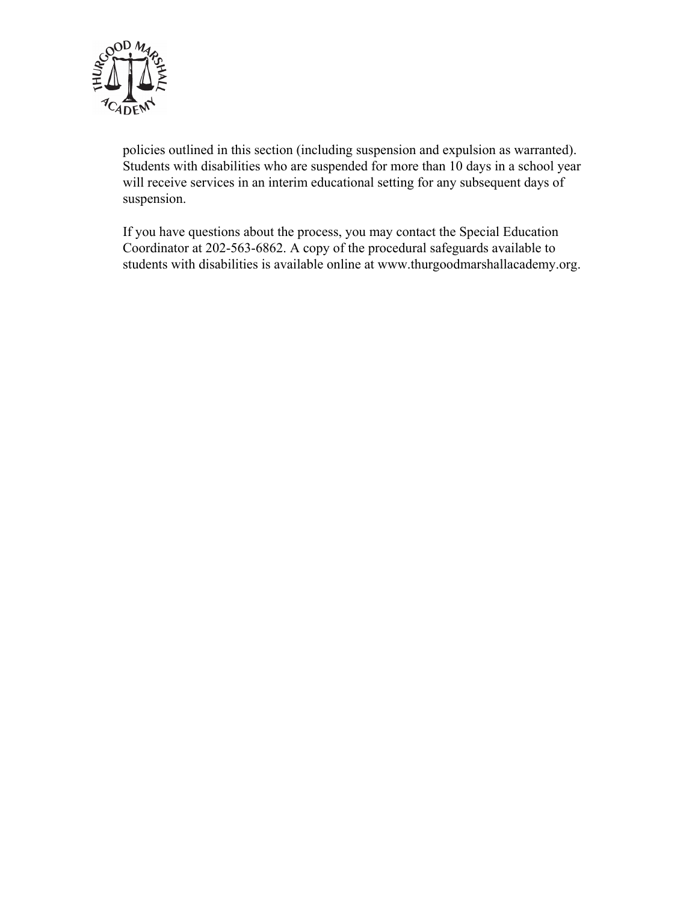policies outlined in this section (including suspension and expulsion as warranted). Students with disabilities who are suspended for more than 10 days in a school year will receive services in an interim educational setting for any subsequent days of suspension.

If you have questions about the process, you may contact the Special Education Coordinator at 202-563-6862. A copy of the procedural safeguards available to students with disabilities is available online at www.thurgoodmarshallacademy.org.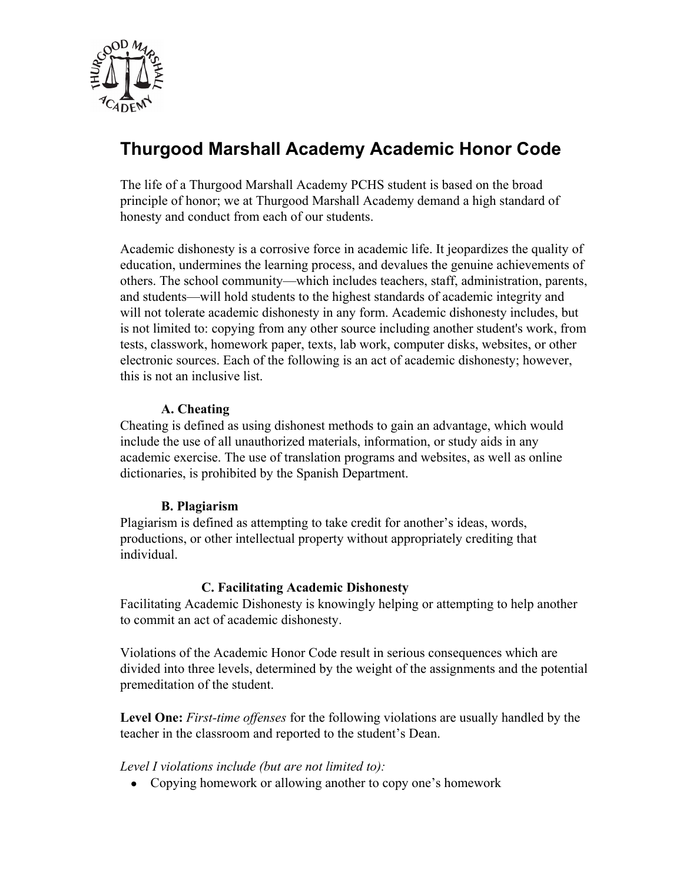# Thurgood Marshall Academy Academic Honor Code

The life of a Thurgood Marshall Academy PCHS student is based on the broad principle of honor; we at Thurgood Marshall Academy demand a high standard of honesty and conduct from each of our students.

Academic dishonesty is a corrosive force in academic life. It jeopardizes the quality of education, undermines the learning process, and devalues the genuine achievements of others. The school community—which includes teachers, staff, administration, parents, and students—will hold students to the highest standards of academic integrity and will not tolerate academic dishonesty in any form. Academic dishonesty includes, but is not limited to: copying from any other source including another student's work, from tests, classwork, homework paper, texts, lab work, computer disks, websites, or other electronic sources. Each of the following is an act of academic dishonesty; however, this is not an inclusive list.

### A. Cheating

Cheating is defined as using dishonest methods to gain an advantage, which would include the use of all unauthorized materials, information, or study aids in any academic exercise. The use of translation programs and websites, as well as online dictionaries, is prohibited by the Spanish Department.

### B. Plagiarism

Plagiarism is defined as attempting to take credit for another's ideas, words, productions, or other intellectual property without appropriately crediting that individual.

### C. Facilitating Academic Dishonesty

Facilitating Academic Dishonesty is knowingly helping or attempting to help another to commit an act of academic dishonesty.

Violations of the Academic Honor Code result in serious consequences which are divided into three levels, determined by the weight of the assignments and the potential premeditation of the student.

**Level One:** *First-time offenses* for the following violations are usually handled by the teacher in the classroom and reported to the student's Dean.

*Level I violations include (but are not limited to):*

- Copying homework or allowing another to copy one's homework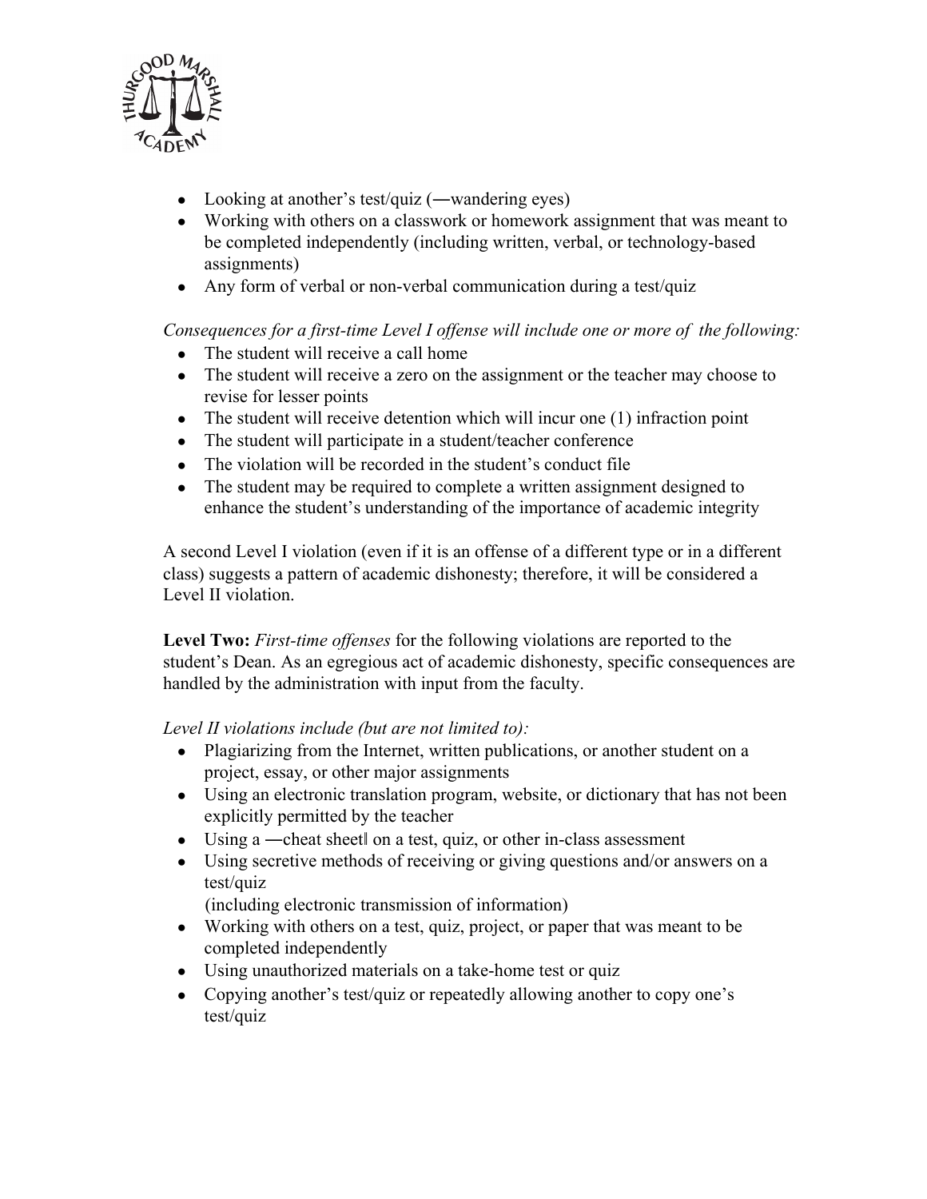- Looking at another's test/quiz (―wandering eyes)
- Working with others on a classwork or homework assignment that was meant to be completed independently (including written, verbal, or technology-based assignments)
- Any form of verbal or non-verbal communication during a test/quiz

*Consequences for a first-time Level I offense will include one or more of the following:*

- The student will receive a call home
- The student will receive a zero on the assignment or the teacher may choose to revise for lesser points
- The student will receive detention which will incur one (1) infraction point
- The student will participate in a student/teacher conference
- The violation will be recorded in the student's conduct file
- The student may be required to complete a written assignment designed to enhance the student's understanding of the importance of academic integrity

A second Level I violation (even if it is an offense of a different type or in a different class) suggests a pattern of academic dishonesty; therefore, it will be considered a Level II violation.

**Level Two:** *First-time offenses* for the following violations are reported to the student's Dean. As an egregious act of academic dishonesty, specific consequences are handled by the administration with input from the faculty.

*Level II violations include (but are not limited to):*

- Plagiarizing from the Internet, written publications, or another student on a project, essay, or other major assignments
- Using an electronic translation program, website, or dictionary that has not been explicitly permitted by the teacher
- Using a ―cheat sheet‖ on a test, quiz, or other in-class assessment
- Using secretive methods of receiving or giving questions and/or answers on a test/quiz (including electronic transmission of information)
- Working with others on a test, quiz, project, or paper that was meant to be completed independently
- Using unauthorized materials on a take-home test or quiz
- Copying another's test/quiz or repeatedly allowing another to copy one's test/quiz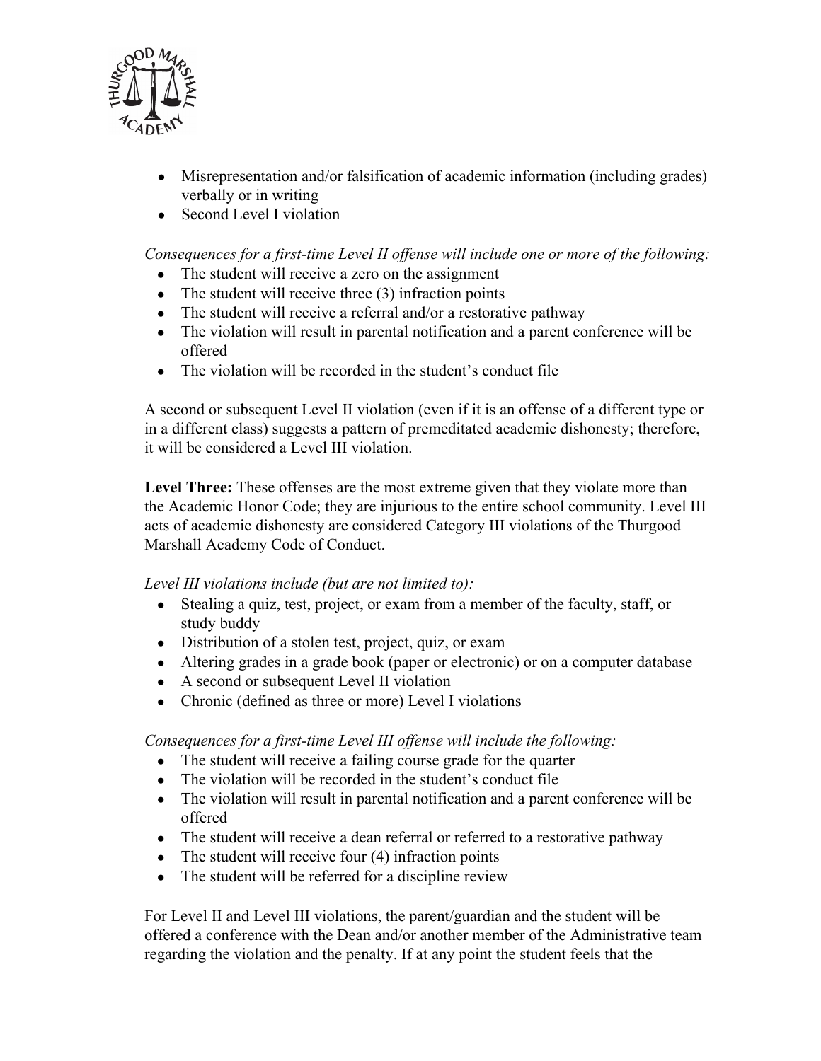- Misrepresentation and/or falsification of academic information (including grades) verbally or in writing
- Second Level I violation

*Consequences for a first-time Level II offense will include one or more of the following:*

- The student will receive a zero on the assignment
- The student will receive three (3) infraction points
- The student will receive a referral and/or a restorative pathway
- The violation will result in parental notification and a parent conference will be offered
- The violation will be recorded in the student's conduct file

A second or subsequent Level II violation (even if it is an offense of a different type or in a different class) suggests a pattern of premeditated academic dishonesty; therefore, it will be considered a Level III violation.

**Level Three:** These offenses are the most extreme given that they violate more than the Academic Honor Code; they are injurious to the entire school community. Level III acts of academic dishonesty are considered Category III violations of the Thurgood Marshall Academy Code of Conduct.

*Level III violations include (but are not limited to):*

- Stealing a quiz, test, project, or exam from a member of the faculty, staff, or study buddy
- Distribution of a stolen test, project, quiz, or exam
- Altering grades in a grade book (paper or electronic) or on a computer database
- A second or subsequent Level II violation
- Chronic (defined as three or more) Level I violations

*Consequences for a first-time Level III offense will include the following:*

- The student will receive a failing course grade for the quarter
- The violation will be recorded in the student's conduct file
- The violation will result in parental notification and a parent conference will be offered
- The student will receive a dean referral or referred to a restorative pathway
- The student will receive four (4) infraction points
- The student will be referred for a discipline review

For Level II and Level III violations, the parent/guardian and the student will be offered a conference with the Dean and/or another member of the Administrative team regarding the violation and the penalty. If at any point the student feels that the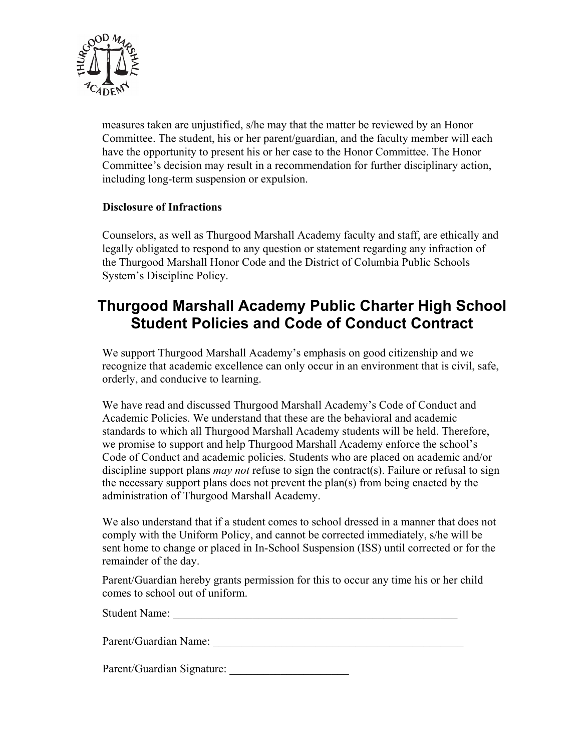measures taken are unjustified, s/he may that the matter be reviewed by an Honor Committee. The student, his or her parent/guardian, and the faculty member will each have the opportunity to present his or her case to the Honor Committee. The Honor Committee's decision may result in a recommendation for further disciplinary action, including long-term suspension or expulsion.

**Disclosure of Infractions**

Counselors, as well as Thurgood Marshall Academy faculty and staff, are ethically and legally obligated to respond to any question or statement regarding any infraction of the Thurgood Marshall Honor Code and the District of Columbia Public Schools System's Discipline Policy.

## Thurgood Marshall Academy Public Charter High School Student Policies and Code of Conduct Contract

We support Thurgood Marshall Academy's emphasis on good citizenship and we recognize that academic excellence can only occur in an environment that is civil, safe, orderly, and conducive to learning.

We have read and discussed Thurgood Marshall Academy's Code of Conduct and Academic Policies. We understand that these are the behavioral and academic standards to which all Thurgood Marshall Academy students will be held. Therefore, we promise to support and help Thurgood Marshall Academy enforce the school's Code of Conduct and academic policies. Students who are placed on academic and/or discipline support plans *may not* refuse to sign the contract(s). Failure or refusal to sign the necessary support plans does not prevent the plan(s) from being enacted by the administration of Thurgood Marshall Academy.

We also understand that if a student comes to school dressed in a manner that does not comply with the Uniform Policy, and cannot be corrected immediately, s/he will be sent home to change or placed in In-School Suspension (ISS) until corrected or for the remainder of the day.

Parent/Guardian hereby grants permission for this to occur any time his or her child comes to school out of uniform.

Student Name: _____________________________________________________

Parent/Guardian Name: ______________________________________________

Parent/Guardian Signature: _____________________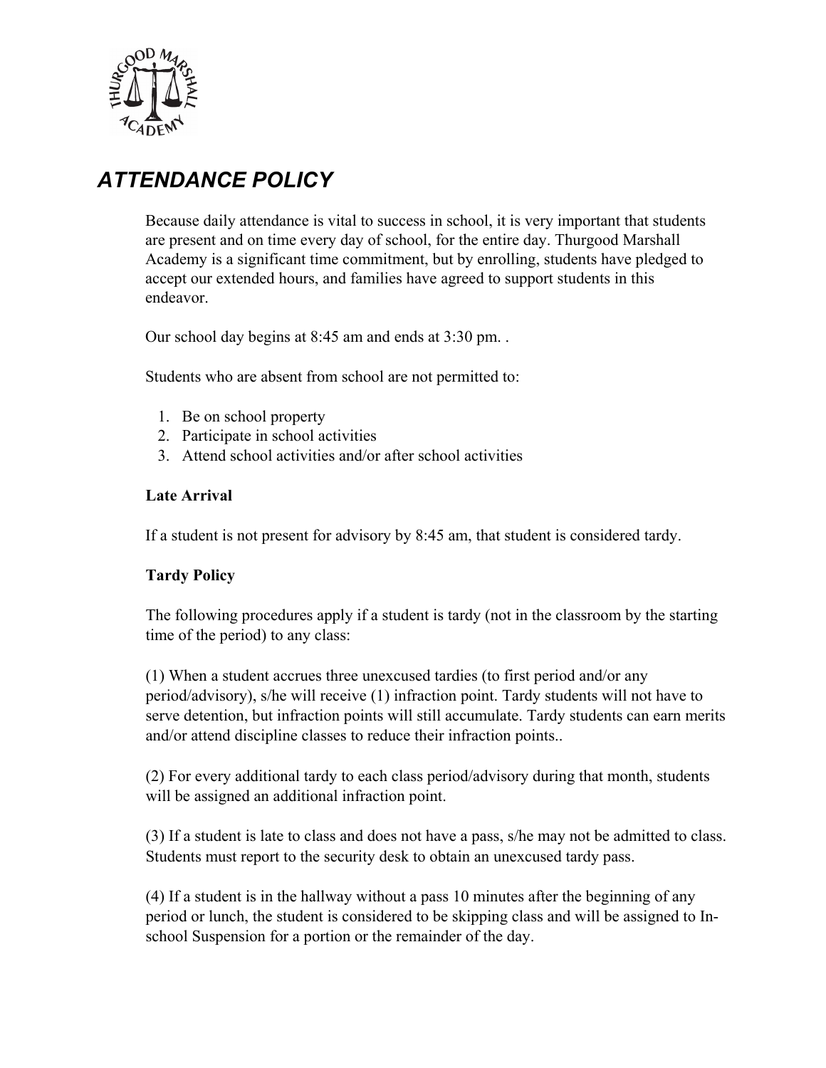# *ATTENDANCE POLICY*

Because daily attendance is vital to success in school, it is very important that students are present and on time every day of school, for the entire day. Thurgood Marshall Academy is a significant time commitment, but by enrolling, students have pledged to accept our extended hours, and families have agreed to support students in this endeavor.

Our school day begins at 8:45 am and ends at 3:30 pm. .

Students who are absent from school are not permitted to:

1. Be on school property
2. Participate in school activities
3. Attend school activities and/or after school activities

**Late Arrival**

If a student is not present for advisory by 8:45 am, that student is considered tardy.

**Tardy Policy**

The following procedures apply if a student is tardy (not in the classroom by the starting time of the period) to any class:

(1) When a student accrues three unexcused tardies (to first period and/or any period/advisory), s/he will receive (1) infraction point. Tardy students will not have to serve detention, but infraction points will still accumulate. Tardy students can earn merits and/or attend discipline classes to reduce their infraction points..

(2) For every additional tardy to each class period/advisory during that month, students will be assigned an additional infraction point.

(3) If a student is late to class and does not have a pass, s/he may not be admitted to class. Students must report to the security desk to obtain an unexcused tardy pass.

(4) If a student is in the hallway without a pass 10 minutes after the beginning of any period or lunch, the student is considered to be skipping class and will be assigned to In-school Suspension for a portion or the remainder of the day.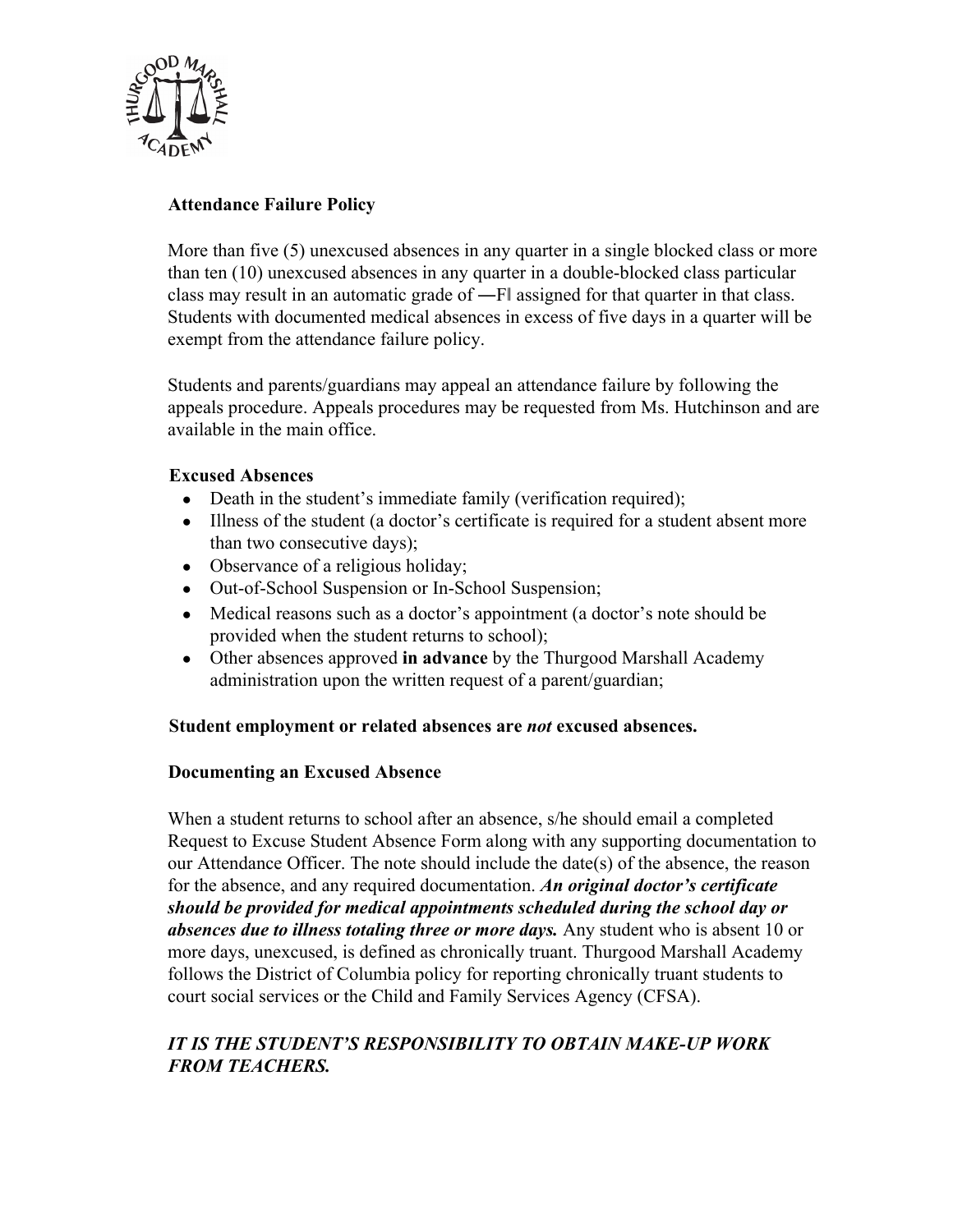**Attendance Failure Policy**

More than five (5) unexcused absences in any quarter in a single blocked class or more than ten (10) unexcused absences in any quarter in a double-blocked class particular class may result in an automatic grade of ―F‖ assigned for that quarter in that class. Students with documented medical absences in excess of five days in a quarter will be exempt from the attendance failure policy.

Students and parents/guardians may appeal an attendance failure by following the appeals procedure. Appeals procedures may be requested from Ms. Hutchinson and are available in the main office.

**Excused Absences**

- Death in the student's immediate family (verification required);
- Illness of the student (a doctor's certificate is required for a student absent more than two consecutive days);
- Observance of a religious holiday;
- Out-of-School Suspension or In-School Suspension;
- Medical reasons such as a doctor's appointment (a doctor's note should be provided when the student returns to school);
- Other absences approved **in advance** by the Thurgood Marshall Academy administration upon the written request of a parent/guardian;

**Student employment or related absences are *not* excused absences.**

**Documenting an Excused Absence**

When a student returns to school after an absence, s/he should email a completed Request to Excuse Student Absence Form along with any supporting documentation to our Attendance Officer. The note should include the date(s) of the absence, the reason for the absence, and any required documentation. ***An original doctor's certificate should be provided for medical appointments scheduled during the school day or absences due to illness totaling three or more days.*** Any student who is absent 10 or more days, unexcused, is defined as chronically truant. Thurgood Marshall Academy follows the District of Columbia policy for reporting chronically truant students to court social services or the Child and Family Services Agency (CFSA).

***IT IS THE STUDENT'S RESPONSIBILITY TO OBTAIN MAKE-UP WORK FROM TEACHERS.***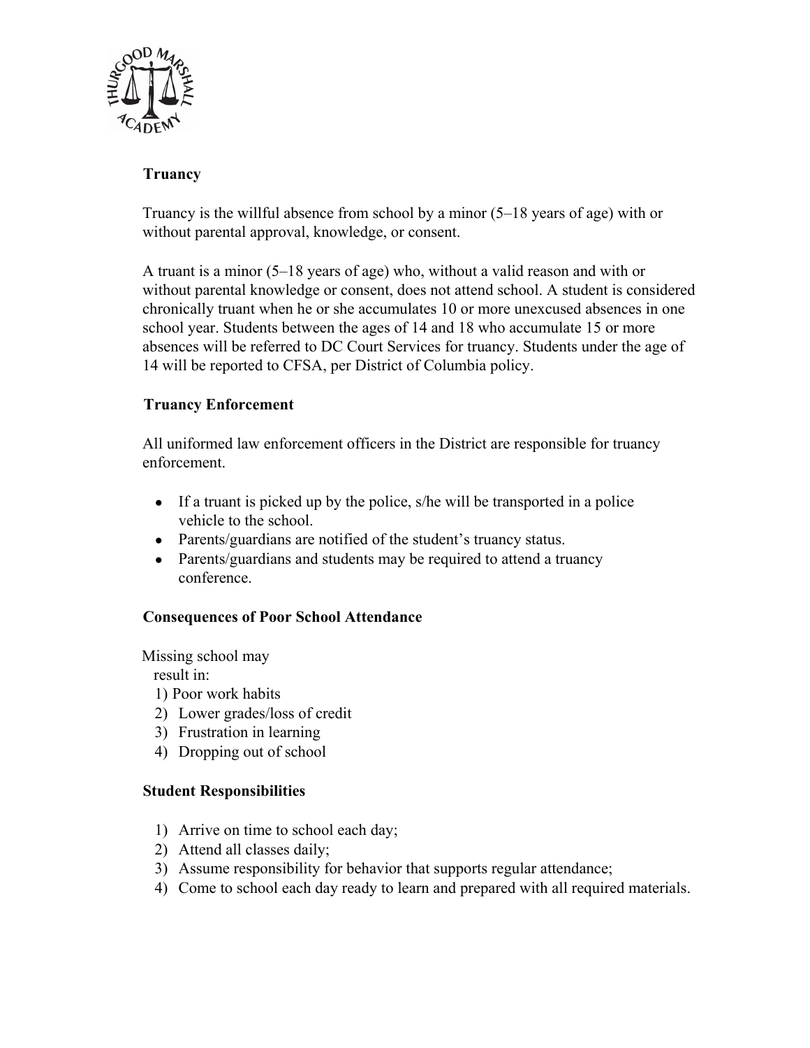## Truancy

Truancy is the willful absence from school by a minor (5–18 years of age) with or without parental approval, knowledge, or consent.

A truant is a minor (5–18 years of age) who, without a valid reason and with or without parental knowledge or consent, does not attend school. A student is considered chronically truant when he or she accumulates 10 or more unexcused absences in one school year. Students between the ages of 14 and 18 who accumulate 15 or more absences will be referred to DC Court Services for truancy. Students under the age of 14 will be reported to CFSA, per District of Columbia policy.

## Truancy Enforcement

All uniformed law enforcement officers in the District are responsible for truancy enforcement.

- If a truant is picked up by the police, s/he will be transported in a police vehicle to the school.
- Parents/guardians are notified of the student's truancy status.
- Parents/guardians and students may be required to attend a truancy conference.

## Consequences of Poor School Attendance

Missing school may result in:

1) Poor work habits
2) Lower grades/loss of credit
3) Frustration in learning
4) Dropping out of school

## Student Responsibilities

1) Arrive on time to school each day;
2) Attend all classes daily;
3) Assume responsibility for behavior that supports regular attendance;
4) Come to school each day ready to learn and prepared with all required materials.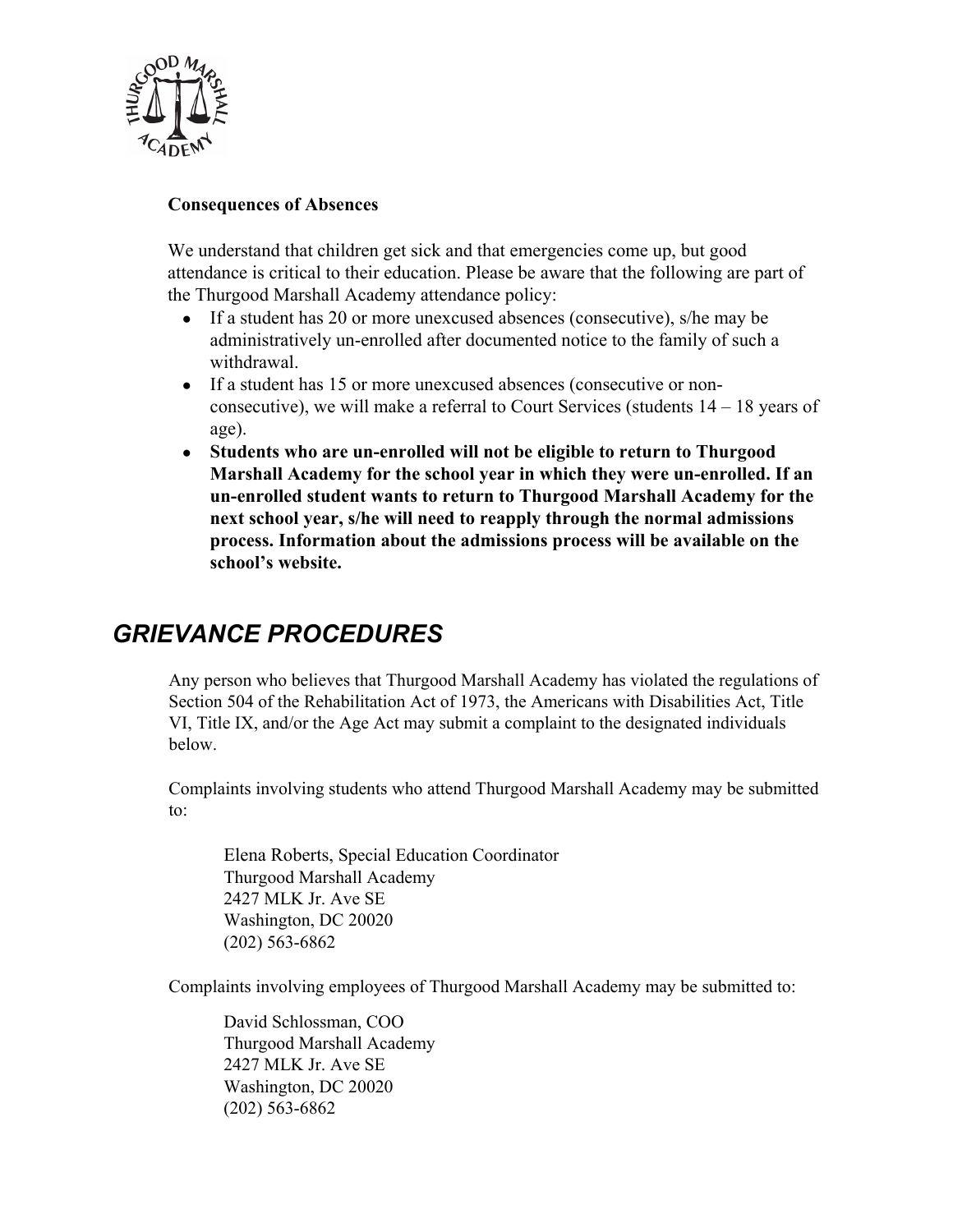**Consequences of Absences**

We understand that children get sick and that emergencies come up, but good attendance is critical to their education. Please be aware that the following are part of the Thurgood Marshall Academy attendance policy:

- If a student has 20 or more unexcused absences (consecutive), s/he may be administratively un-enrolled after documented notice to the family of such a withdrawal.
- If a student has 15 or more unexcused absences (consecutive or non-consecutive), we will make a referral to Court Services (students 14 – 18 years of age).
- **Students who are un-enrolled will not be eligible to return to Thurgood Marshall Academy for the school year in which they were un-enrolled. If an un-enrolled student wants to return to Thurgood Marshall Academy for the next school year, s/he will need to reapply through the normal admissions process. Information about the admissions process will be available on the school's website.**

## *GRIEVANCE PROCEDURES*

Any person who believes that Thurgood Marshall Academy has violated the regulations of Section 504 of the Rehabilitation Act of 1973, the Americans with Disabilities Act, Title VI, Title IX, and/or the Age Act may submit a complaint to the designated individuals below.

Complaints involving students who attend Thurgood Marshall Academy may be submitted to:

Elena Roberts, Special Education Coordinator
Thurgood Marshall Academy
2427 MLK Jr. Ave SE
Washington, DC 20020
(202) 563-6862

Complaints involving employees of Thurgood Marshall Academy may be submitted to:

David Schlossman, COO
Thurgood Marshall Academy
2427 MLK Jr. Ave SE
Washington, DC 20020
(202) 563-6862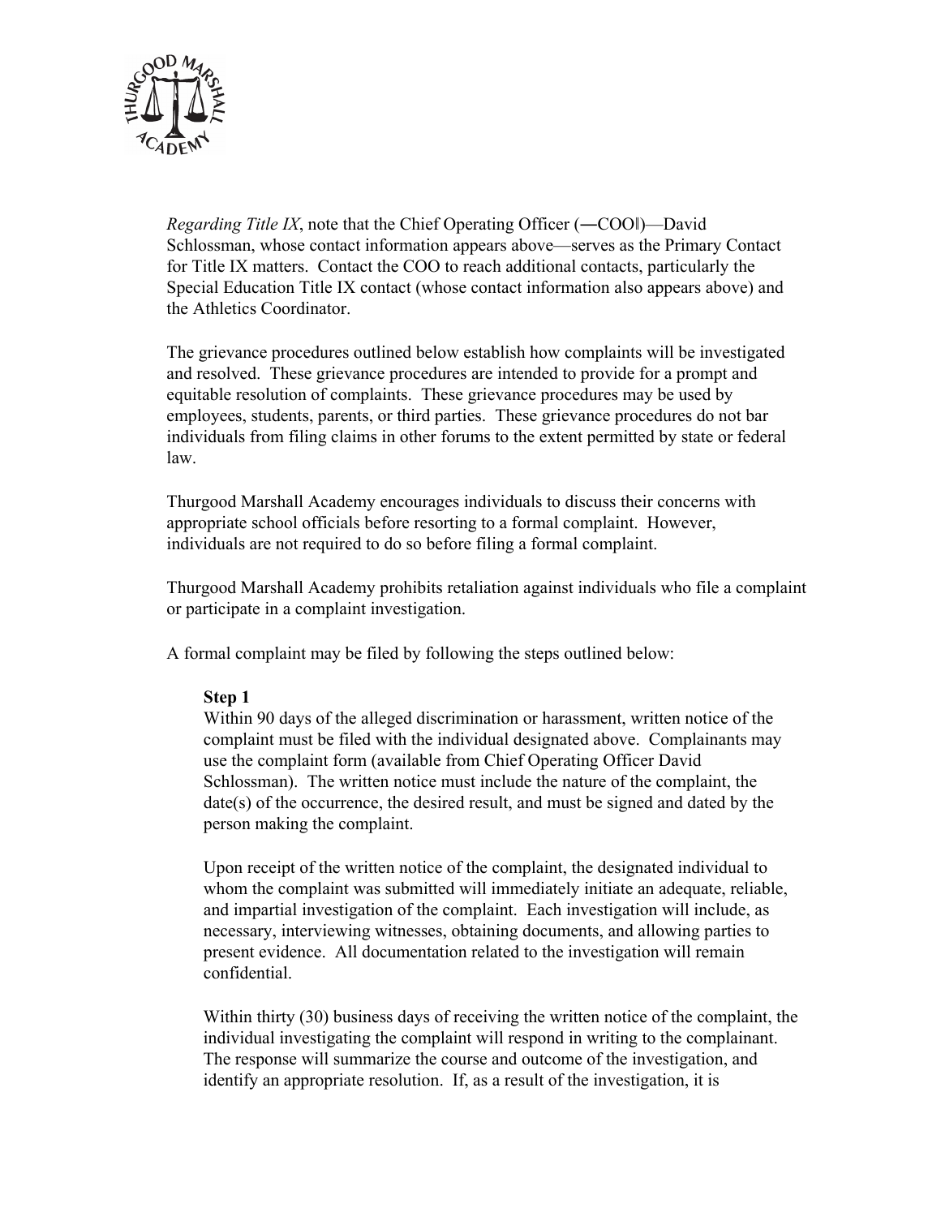*Regarding Title IX*, note that the Chief Operating Officer (―COO‖)—David Schlossman, whose contact information appears above—serves as the Primary Contact for Title IX matters. Contact the COO to reach additional contacts, particularly the Special Education Title IX contact (whose contact information also appears above) and the Athletics Coordinator.

The grievance procedures outlined below establish how complaints will be investigated and resolved. These grievance procedures are intended to provide for a prompt and equitable resolution of complaints. These grievance procedures may be used by employees, students, parents, or third parties. These grievance procedures do not bar individuals from filing claims in other forums to the extent permitted by state or federal law.

Thurgood Marshall Academy encourages individuals to discuss their concerns with appropriate school officials before resorting to a formal complaint. However, individuals are not required to do so before filing a formal complaint.

Thurgood Marshall Academy prohibits retaliation against individuals who file a complaint or participate in a complaint investigation.

A formal complaint may be filed by following the steps outlined below:

**Step 1**

Within 90 days of the alleged discrimination or harassment, written notice of the complaint must be filed with the individual designated above. Complainants may use the complaint form (available from Chief Operating Officer David Schlossman). The written notice must include the nature of the complaint, the date(s) of the occurrence, the desired result, and must be signed and dated by the person making the complaint.

Upon receipt of the written notice of the complaint, the designated individual to whom the complaint was submitted will immediately initiate an adequate, reliable, and impartial investigation of the complaint. Each investigation will include, as necessary, interviewing witnesses, obtaining documents, and allowing parties to present evidence. All documentation related to the investigation will remain confidential.

Within thirty (30) business days of receiving the written notice of the complaint, the individual investigating the complaint will respond in writing to the complainant. The response will summarize the course and outcome of the investigation, and identify an appropriate resolution. If, as a result of the investigation, it is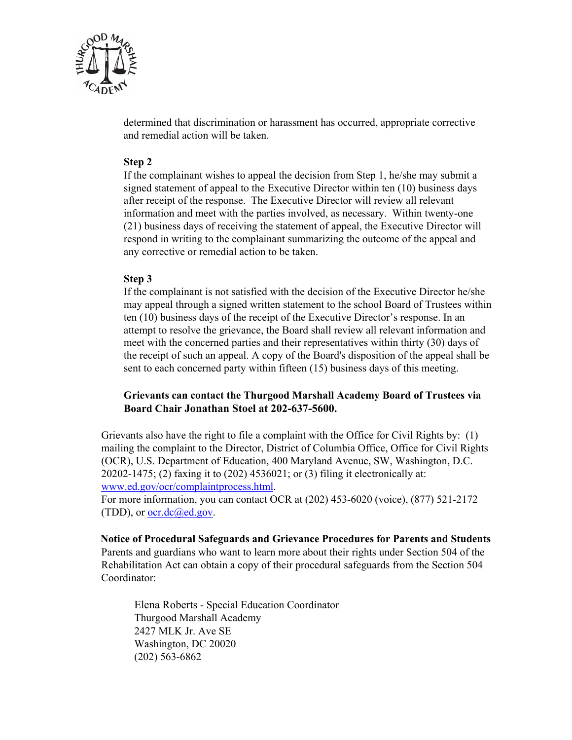determined that discrimination or harassment has occurred, appropriate corrective and remedial action will be taken.

**Step 2**

If the complainant wishes to appeal the decision from Step 1, he/she may submit a signed statement of appeal to the Executive Director within ten (10) business days after receipt of the response. The Executive Director will review all relevant information and meet with the parties involved, as necessary. Within twenty-one (21) business days of receiving the statement of appeal, the Executive Director will respond in writing to the complainant summarizing the outcome of the appeal and any corrective or remedial action to be taken.

**Step 3**

If the complainant is not satisfied with the decision of the Executive Director he/she may appeal through a signed written statement to the school Board of Trustees within ten (10) business days of the receipt of the Executive Director's response. In an attempt to resolve the grievance, the Board shall review all relevant information and meet with the concerned parties and their representatives within thirty (30) days of the receipt of such an appeal. A copy of the Board's disposition of the appeal shall be sent to each concerned party within fifteen (15) business days of this meeting.

**Grievants can contact the Thurgood Marshall Academy Board of Trustees via Board Chair Jonathan Stoel at 202-637-5600.**

Grievants also have the right to file a complaint with the Office for Civil Rights by: (1) mailing the complaint to the Director, District of Columbia Office, Office for Civil Rights (OCR), U.S. Department of Education, 400 Maryland Avenue, SW, Washington, D.C. 20202-1475; (2) faxing it to (202) 4536021; or (3) filing it electronically at: www.ed.gov/ocr/complaintprocess.html.
For more information, you can contact OCR at (202) 453-6020 (voice), (877) 521-2172 (TDD), or ocr.dc@ed.gov.

**Notice of Procedural Safeguards and Grievance Procedures for Parents and Students**

Parents and guardians who want to learn more about their rights under Section 504 of the Rehabilitation Act can obtain a copy of their procedural safeguards from the Section 504 Coordinator:

Elena Roberts - Special Education Coordinator
Thurgood Marshall Academy
2427 MLK Jr. Ave SE
Washington, DC 20020
(202) 563-6862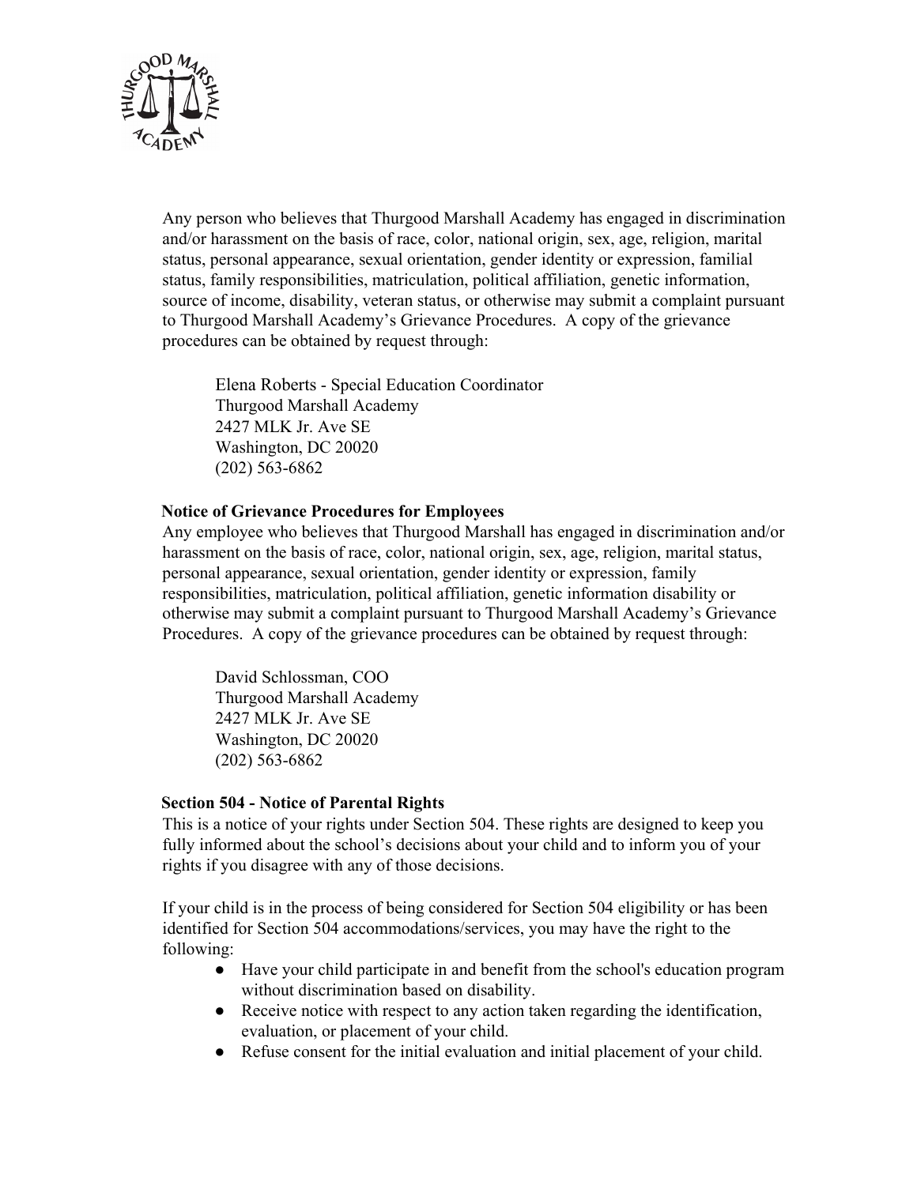Any person who believes that Thurgood Marshall Academy has engaged in discrimination and/or harassment on the basis of race, color, national origin, sex, age, religion, marital status, personal appearance, sexual orientation, gender identity or expression, familial status, family responsibilities, matriculation, political affiliation, genetic information, source of income, disability, veteran status, or otherwise may submit a complaint pursuant to Thurgood Marshall Academy's Grievance Procedures. A copy of the grievance procedures can be obtained by request through:

> Elena Roberts - Special Education Coordinator
> Thurgood Marshall Academy
> 2427 MLK Jr. Ave SE
> Washington, DC 20020
> (202) 563-6862

**Notice of Grievance Procedures for Employees**

Any employee who believes that Thurgood Marshall has engaged in discrimination and/or harassment on the basis of race, color, national origin, sex, age, religion, marital status, personal appearance, sexual orientation, gender identity or expression, family responsibilities, matriculation, political affiliation, genetic information disability or otherwise may submit a complaint pursuant to Thurgood Marshall Academy's Grievance Procedures. A copy of the grievance procedures can be obtained by request through:

> David Schlossman, COO
> Thurgood Marshall Academy
> 2427 MLK Jr. Ave SE
> Washington, DC 20020
> (202) 563-6862

**Section 504 - Notice of Parental Rights**

This is a notice of your rights under Section 504. These rights are designed to keep you fully informed about the school's decisions about your child and to inform you of your rights if you disagree with any of those decisions.

If your child is in the process of being considered for Section 504 eligibility or has been identified for Section 504 accommodations/services, you may have the right to the following:

- Have your child participate in and benefit from the school's education program without discrimination based on disability.
- Receive notice with respect to any action taken regarding the identification, evaluation, or placement of your child.
- Refuse consent for the initial evaluation and initial placement of your child.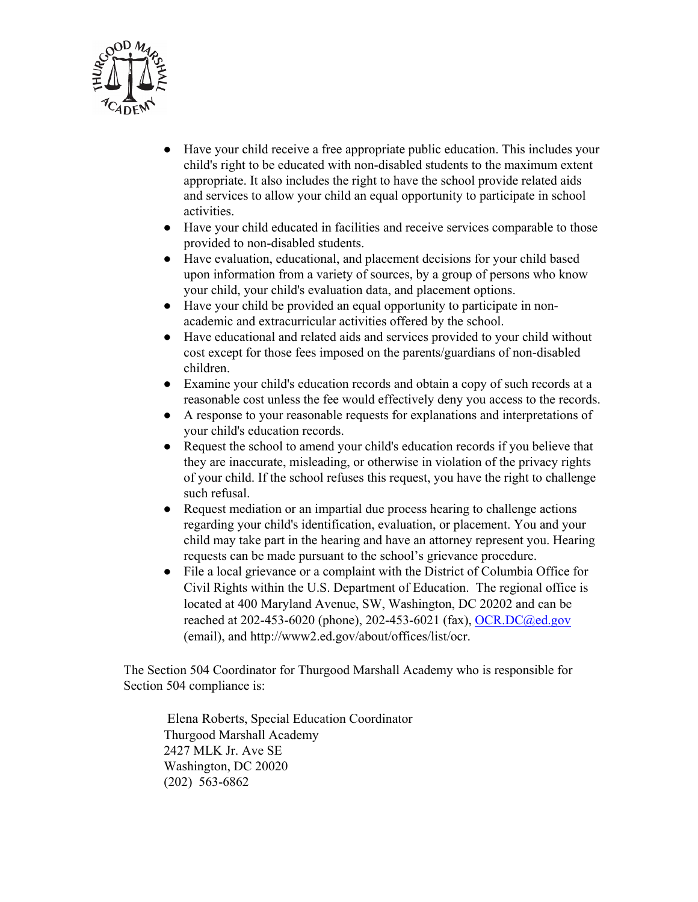- Have your child receive a free appropriate public education. This includes your child's right to be educated with non-disabled students to the maximum extent appropriate. It also includes the right to have the school provide related aids and services to allow your child an equal opportunity to participate in school activities.
- Have your child educated in facilities and receive services comparable to those provided to non-disabled students.
- Have evaluation, educational, and placement decisions for your child based upon information from a variety of sources, by a group of persons who know your child, your child's evaluation data, and placement options.
- Have your child be provided an equal opportunity to participate in non-academic and extracurricular activities offered by the school.
- Have educational and related aids and services provided to your child without cost except for those fees imposed on the parents/guardians of non-disabled children.
- Examine your child's education records and obtain a copy of such records at a reasonable cost unless the fee would effectively deny you access to the records.
- A response to your reasonable requests for explanations and interpretations of your child's education records.
- Request the school to amend your child's education records if you believe that they are inaccurate, misleading, or otherwise in violation of the privacy rights of your child. If the school refuses this request, you have the right to challenge such refusal.
- Request mediation or an impartial due process hearing to challenge actions regarding your child's identification, evaluation, or placement. You and your child may take part in the hearing and have an attorney represent you. Hearing requests can be made pursuant to the school's grievance procedure.
- File a local grievance or a complaint with the District of Columbia Office for Civil Rights within the U.S. Department of Education. The regional office is located at 400 Maryland Avenue, SW, Washington, DC 20202 and can be reached at 202-453-6020 (phone), 202-453-6021 (fax), OCR.DC@ed.gov (email), and http://www2.ed.gov/about/offices/list/ocr.

The Section 504 Coordinator for Thurgood Marshall Academy who is responsible for Section 504 compliance is:

Elena Roberts, Special Education Coordinator
Thurgood Marshall Academy
2427 MLK Jr. Ave SE
Washington, DC 20020
(202) 563-6862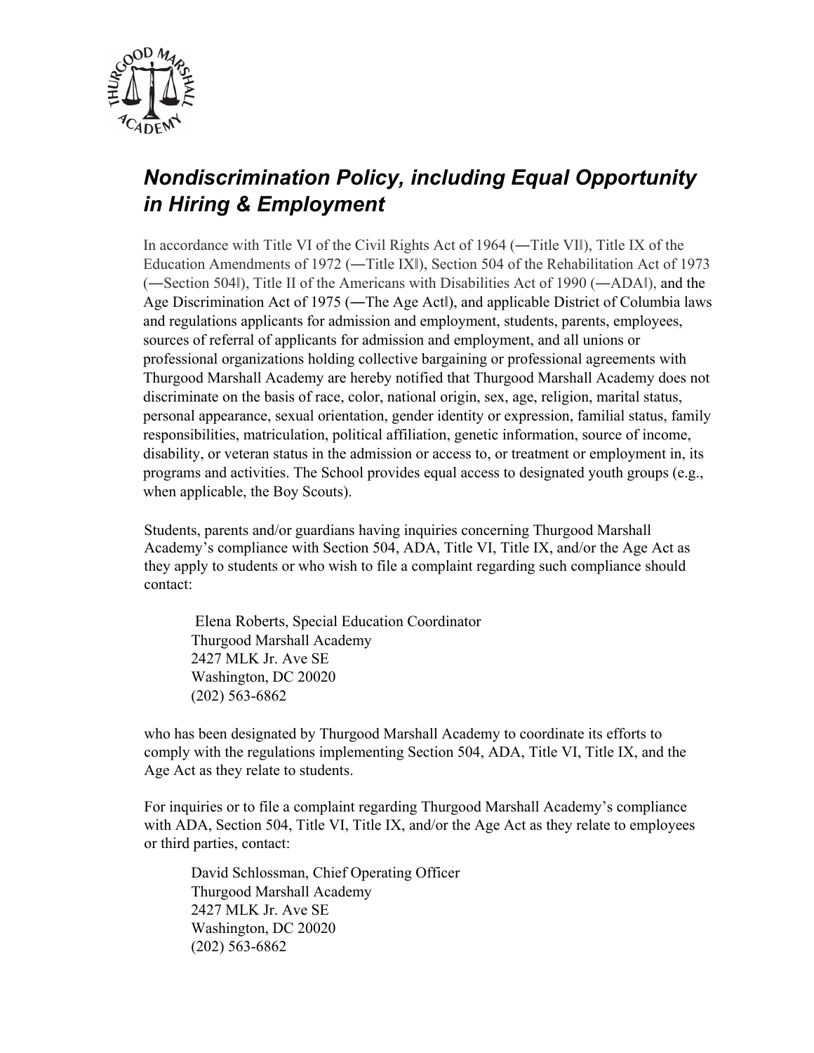## *Nondiscrimination Policy, including Equal Opportunity in Hiring & Employment*

In accordance with Title VI of the Civil Rights Act of 1964 (―Title VI‖), Title IX of the Education Amendments of 1972 (―Title IX‖), Section 504 of the Rehabilitation Act of 1973 (―Section 504‖), Title II of the Americans with Disabilities Act of 1990 (―ADA‖), and the Age Discrimination Act of 1975 (―The Age Act‖), and applicable District of Columbia laws and regulations applicants for admission and employment, students, parents, employees, sources of referral of applicants for admission and employment, and all unions or professional organizations holding collective bargaining or professional agreements with Thurgood Marshall Academy are hereby notified that Thurgood Marshall Academy does not discriminate on the basis of race, color, national origin, sex, age, religion, marital status, personal appearance, sexual orientation, gender identity or expression, familial status, family responsibilities, matriculation, political affiliation, genetic information, source of income, disability, or veteran status in the admission or access to, or treatment or employment in, its programs and activities. The School provides equal access to designated youth groups (e.g., when applicable, the Boy Scouts).

Students, parents and/or guardians having inquiries concerning Thurgood Marshall Academy's compliance with Section 504, ADA, Title VI, Title IX, and/or the Age Act as they apply to students or who wish to file a complaint regarding such compliance should contact:

Elena Roberts, Special Education Coordinator  
Thurgood Marshall Academy  
2427 MLK Jr. Ave SE  
Washington, DC 20020  
(202) 563-6862

who has been designated by Thurgood Marshall Academy to coordinate its efforts to comply with the regulations implementing Section 504, ADA, Title VI, Title IX, and the Age Act as they relate to students.

For inquiries or to file a complaint regarding Thurgood Marshall Academy's compliance with ADA, Section 504, Title VI, Title IX, and/or the Age Act as they relate to employees or third parties, contact:

David Schlossman, Chief Operating Officer  
Thurgood Marshall Academy  
2427 MLK Jr. Ave SE  
Washington, DC 20020  
(202) 563-6862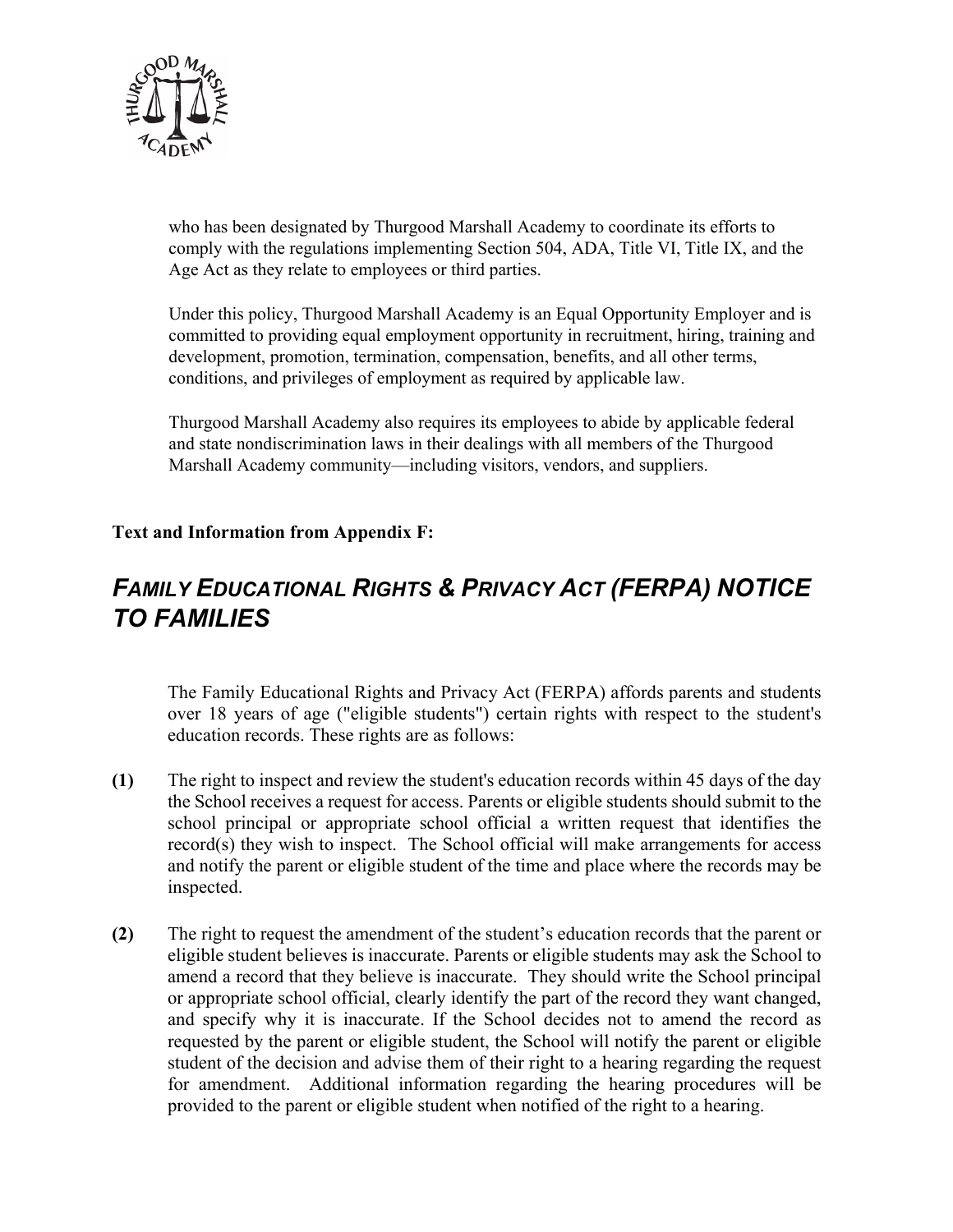who has been designated by Thurgood Marshall Academy to coordinate its efforts to comply with the regulations implementing Section 504, ADA, Title VI, Title IX, and the Age Act as they relate to employees or third parties.

Under this policy, Thurgood Marshall Academy is an Equal Opportunity Employer and is committed to providing equal employment opportunity in recruitment, hiring, training and development, promotion, termination, compensation, benefits, and all other terms, conditions, and privileges of employment as required by applicable law.

Thurgood Marshall Academy also requires its employees to abide by applicable federal and state nondiscrimination laws in their dealings with all members of the Thurgood Marshall Academy community—including visitors, vendors, and suppliers.

**Text and Information from Appendix F:**

## *FAMILY EDUCATIONAL RIGHTS & PRIVACY ACT (FERPA) NOTICE TO FAMILIES*

The Family Educational Rights and Privacy Act (FERPA) affords parents and students over 18 years of age ("eligible students") certain rights with respect to the student's education records. These rights are as follows:

**(1)** The right to inspect and review the student's education records within 45 days of the day the School receives a request for access. Parents or eligible students should submit to the school principal or appropriate school official a written request that identifies the record(s) they wish to inspect. The School official will make arrangements for access and notify the parent or eligible student of the time and place where the records may be inspected.

**(2)** The right to request the amendment of the student's education records that the parent or eligible student believes is inaccurate. Parents or eligible students may ask the School to amend a record that they believe is inaccurate. They should write the School principal or appropriate school official, clearly identify the part of the record they want changed, and specify why it is inaccurate. If the School decides not to amend the record as requested by the parent or eligible student, the School will notify the parent or eligible student of the decision and advise them of their right to a hearing regarding the request for amendment. Additional information regarding the hearing procedures will be provided to the parent or eligible student when notified of the right to a hearing.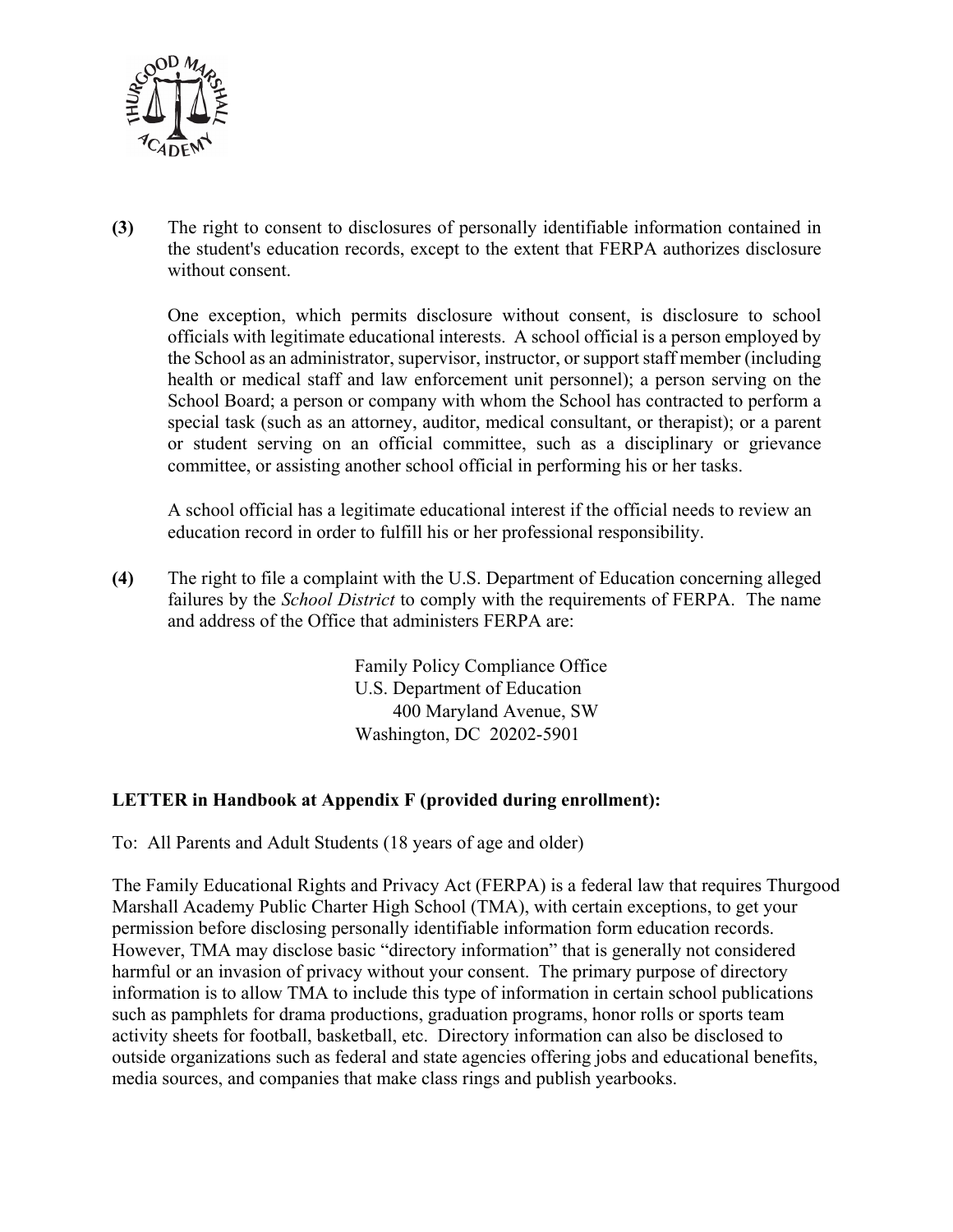**(3)** The right to consent to disclosures of personally identifiable information contained in the student's education records, except to the extent that FERPA authorizes disclosure without consent.

One exception, which permits disclosure without consent, is disclosure to school officials with legitimate educational interests. A school official is a person employed by the School as an administrator, supervisor, instructor, or support staff member (including health or medical staff and law enforcement unit personnel); a person serving on the School Board; a person or company with whom the School has contracted to perform a special task (such as an attorney, auditor, medical consultant, or therapist); or a parent or student serving on an official committee, such as a disciplinary or grievance committee, or assisting another school official in performing his or her tasks.

A school official has a legitimate educational interest if the official needs to review an education record in order to fulfill his or her professional responsibility.

**(4)** The right to file a complaint with the U.S. Department of Education concerning alleged failures by the *School District* to comply with the requirements of FERPA. The name and address of the Office that administers FERPA are:

Family Policy Compliance Office
U.S. Department of Education
400 Maryland Avenue, SW
Washington, DC 20202-5901

**LETTER in Handbook at Appendix F (provided during enrollment):**

To: All Parents and Adult Students (18 years of age and older)

The Family Educational Rights and Privacy Act (FERPA) is a federal law that requires Thurgood Marshall Academy Public Charter High School (TMA), with certain exceptions, to get your permission before disclosing personally identifiable information form education records. However, TMA may disclose basic "directory information" that is generally not considered harmful or an invasion of privacy without your consent. The primary purpose of directory information is to allow TMA to include this type of information in certain school publications such as pamphlets for drama productions, graduation programs, honor rolls or sports team activity sheets for football, basketball, etc. Directory information can also be disclosed to outside organizations such as federal and state agencies offering jobs and educational benefits, media sources, and companies that make class rings and publish yearbooks.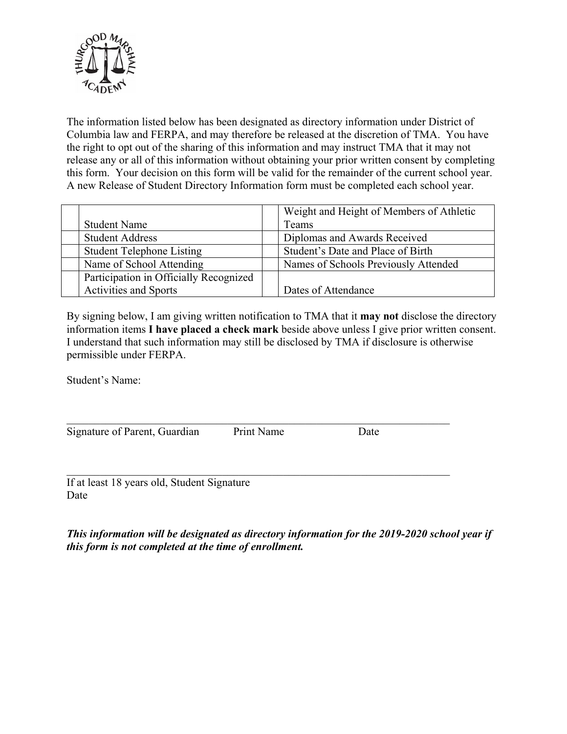The information listed below has been designated as directory information under District of Columbia law and FERPA, and may therefore be released at the discretion of TMA. You have the right to opt out of the sharing of this information and may instruct TMA that it may not release any or all of this information without obtaining your prior written consent by completing this form. Your decision on this form will be valid for the remainder of the current school year. A new Release of Student Directory Information form must be completed each school year.

| | Student Name | | Weight and Height of Members of Athletic Teams |
|---|---|---|---|
| | Student Address | | Diplomas and Awards Received |
| | Student Telephone Listing | | Student's Date and Place of Birth |
| | Name of School Attending | | Names of Schools Previously Attended |
| | Participation in Officially Recognized Activities and Sports | | Dates of Attendance |

By signing below, I am giving written notification to TMA that it **may not** disclose the directory information items **I have placed a check mark** beside above unless I give prior written consent. I understand that such information may still be disclosed by TMA if disclosure is otherwise permissible under FERPA.

Student's Name:

______________________________________________________________________

Signature of Parent, Guardian Print Name Date

______________________________________________________________________

If at least 18 years old, Student Signature
Date

***This information will be designated as directory information for the 2019-2020 school year if this form is not completed at the time of enrollment.***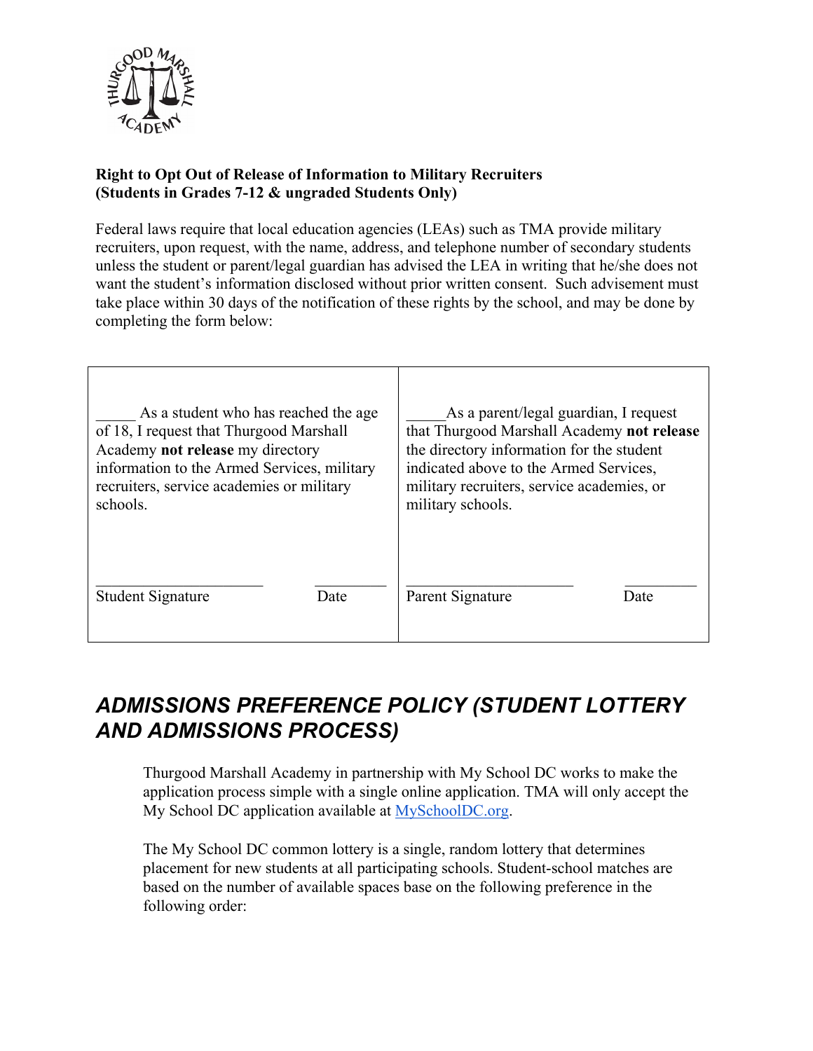**Right to Opt Out of Release of Information to Military Recruiters**
**(Students in Grades 7-12 & ungraded Students Only)**

Federal laws require that local education agencies (LEAs) such as TMA provide military recruiters, upon request, with the name, address, and telephone number of secondary students unless the student or parent/legal guardian has advised the LEA in writing that he/she does not want the student's information disclosed without prior written consent. Such advisement must take place within 30 days of the notification of these rights by the school, and may be done by completing the form below:

| | |
|---|---|
| _____ As a student who has reached the age of 18, I request that Thurgood Marshall Academy **not release** my directory information to the Armed Services, military recruiters, service academies or military schools.<br><br>_____________________ ________<br>Student Signature Date | _____As a parent/legal guardian, I request that Thurgood Marshall Academy **not release** the directory information for the student indicated above to the Armed Services, military recruiters, service academies, or military schools.<br><br>_____________________ ________<br>Parent Signature Date |

## *ADMISSIONS PREFERENCE POLICY (STUDENT LOTTERY AND ADMISSIONS PROCESS)*

Thurgood Marshall Academy in partnership with My School DC works to make the application process simple with a single online application. TMA will only accept the My School DC application available at [MySchoolDC.org](MySchoolDC.org).

The My School DC common lottery is a single, random lottery that determines placement for new students at all participating schools. Student-school matches are based on the number of available spaces base on the following preference in the following order: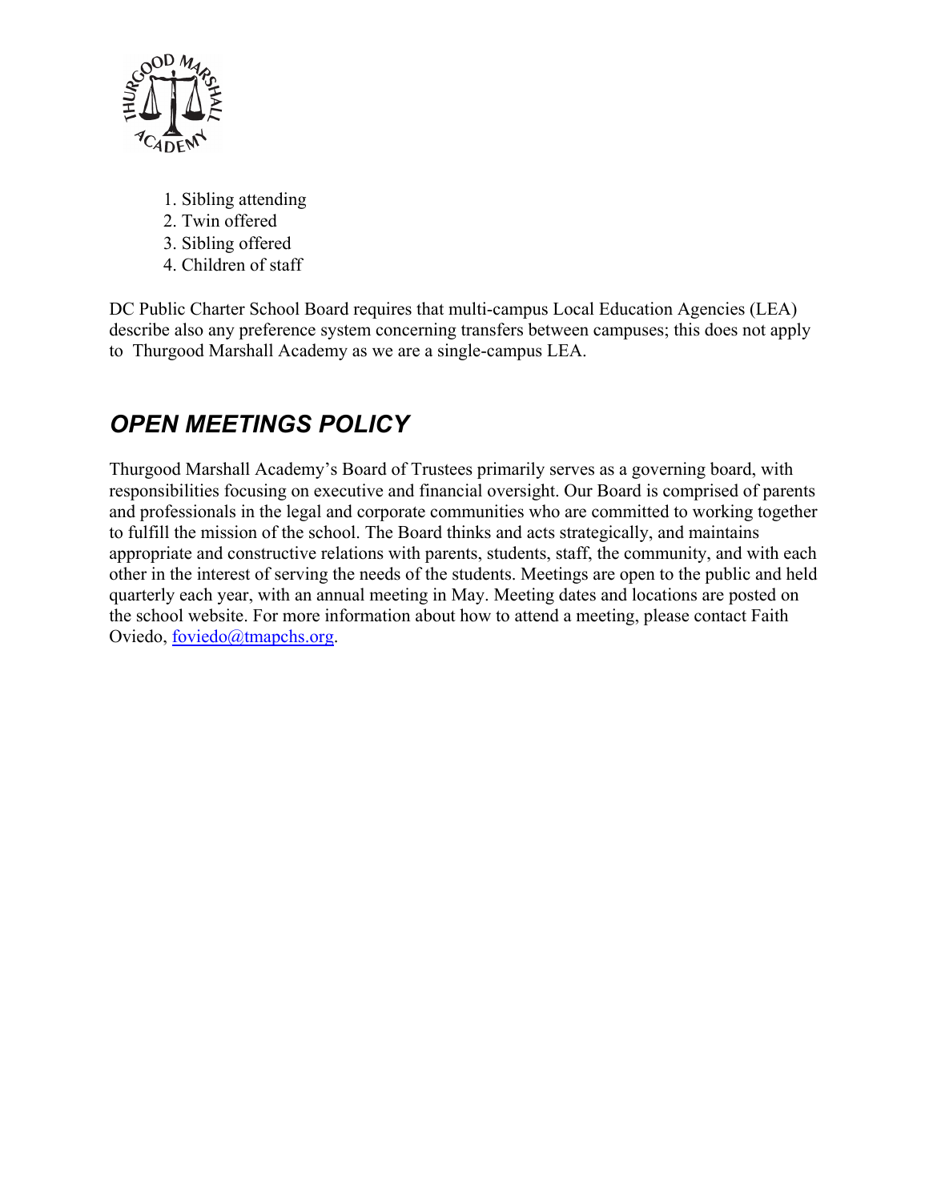1. Sibling attending
2. Twin offered
3. Sibling offered
4. Children of staff

DC Public Charter School Board requires that multi-campus Local Education Agencies (LEA) describe also any preference system concerning transfers between campuses; this does not apply to Thurgood Marshall Academy as we are a single-campus LEA.

## *OPEN MEETINGS POLICY*

Thurgood Marshall Academy's Board of Trustees primarily serves as a governing board, with responsibilities focusing on executive and financial oversight. Our Board is comprised of parents and professionals in the legal and corporate communities who are committed to working together to fulfill the mission of the school. The Board thinks and acts strategically, and maintains appropriate and constructive relations with parents, students, staff, the community, and with each other in the interest of serving the needs of the students. Meetings are open to the public and held quarterly each year, with an annual meeting in May. Meeting dates and locations are posted on the school website. For more information about how to attend a meeting, please contact Faith Oviedo, foviedo@tmapchs.org.